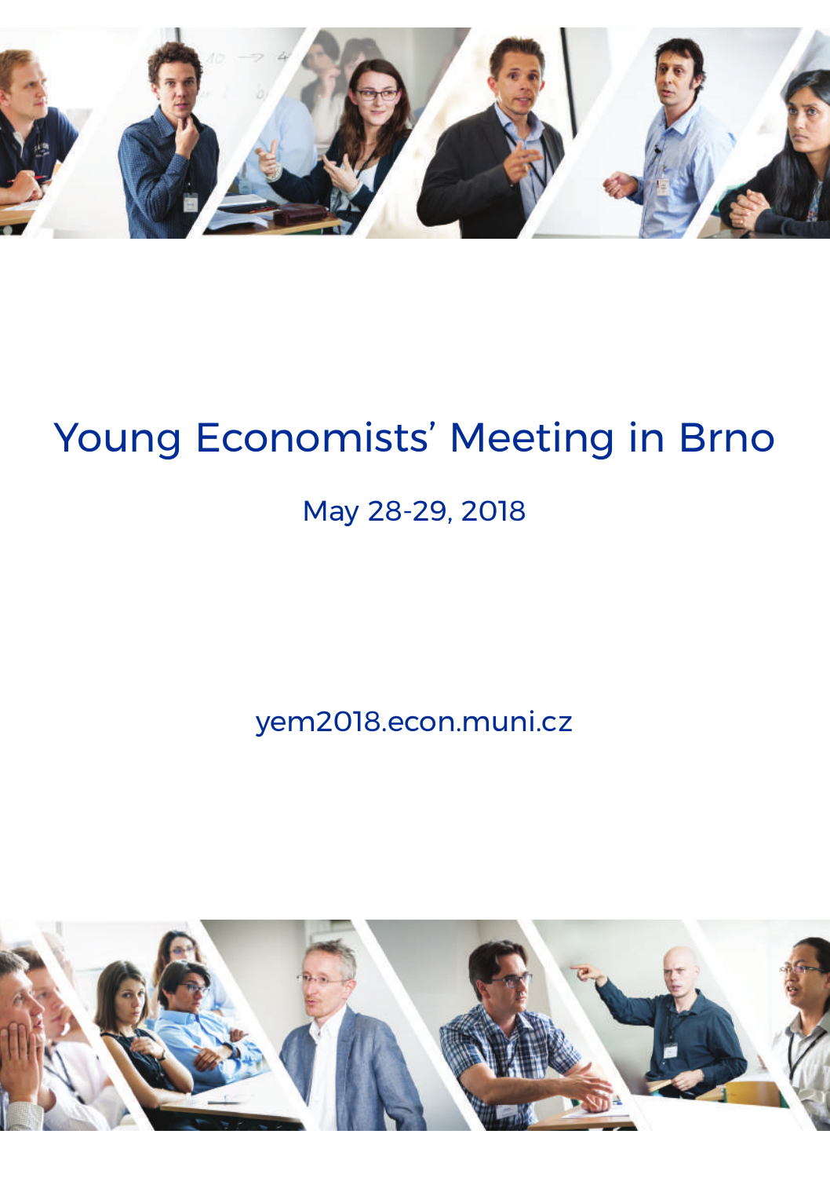# Young Economists' Meeting in Brno

May 28-29, 2018

yem2018.econ.muni.cz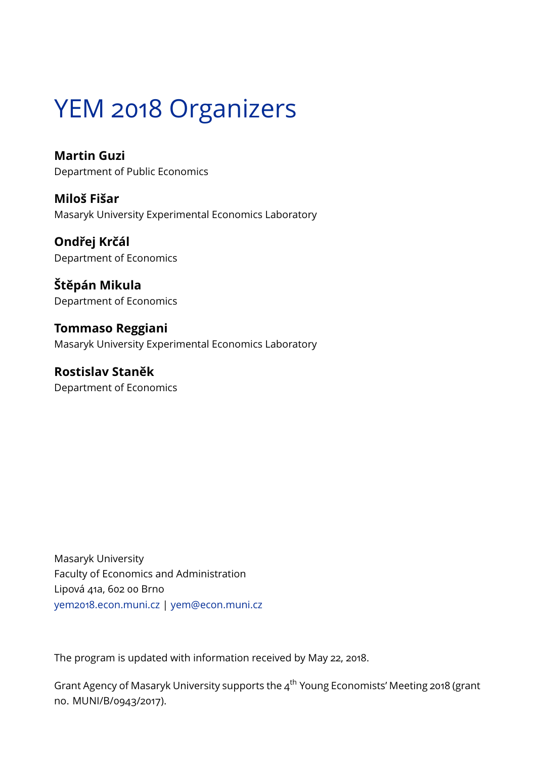# YEM 2018 Organizers

**Martin Guzi**
Department of Public Economics

**Miloš Fišar**
Masaryk University Experimental Economics Laboratory

**Ondřej Krčál**
Department of Economics

**Štěpán Mikula**
Department of Economics

**Tommaso Reggiani**
Masaryk University Experimental Economics Laboratory

**Rostislav Staněk**
Department of Economics

Masaryk University
Faculty of Economics and Administration
Lipová 41a, 602 00 Brno
yem2018.econ.muni.cz | yem@econ.muni.cz

The program is updated with information received by May 22, 2018.

Grant Agency of Masaryk University supports the 4th Young Economists' Meeting 2018 (grant no. MUNI/B/0943/2017).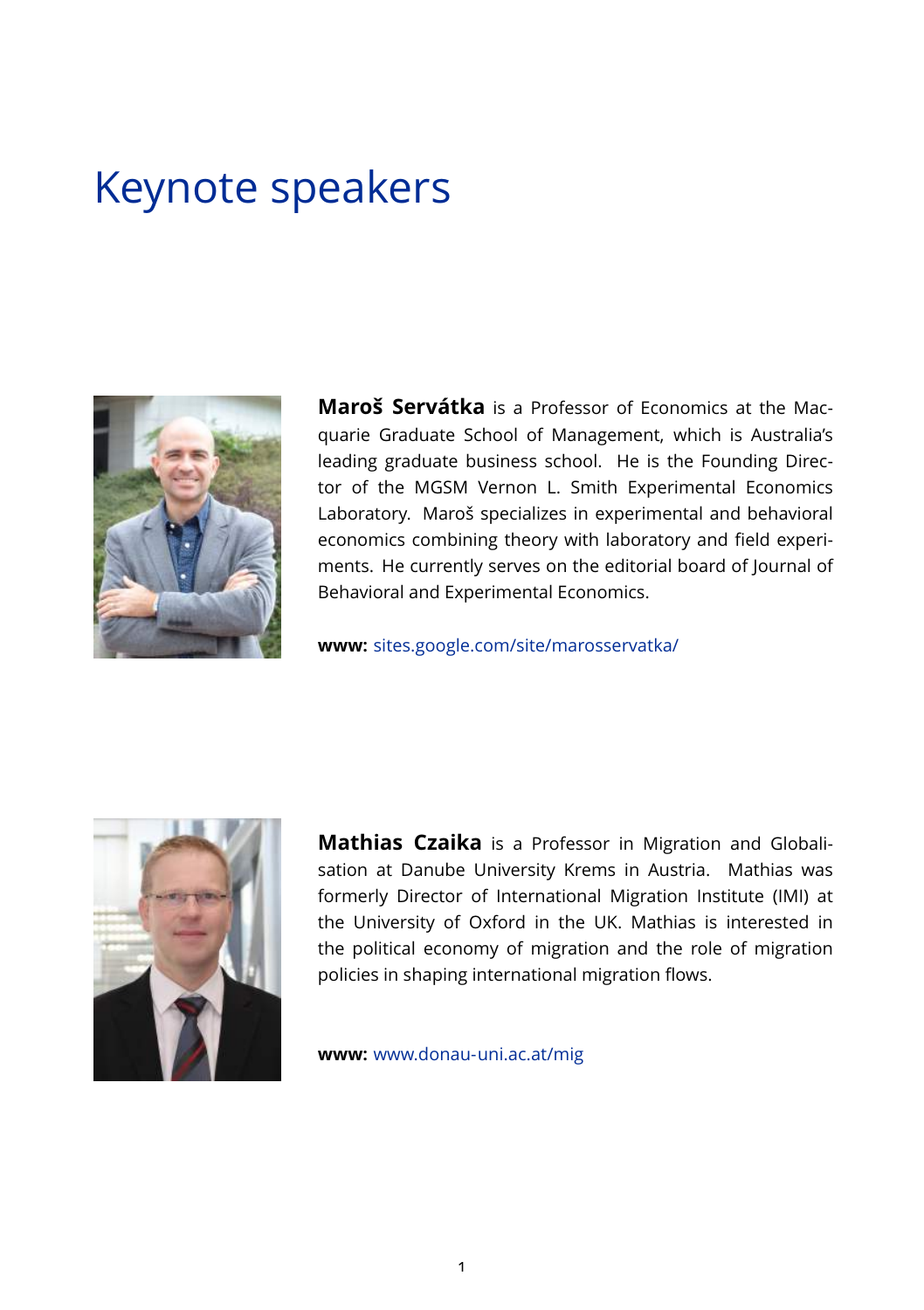# Keynote speakers

**Maroš Servátka** is a Professor of Economics at the Macquarie Graduate School of Management, which is Australia's leading graduate business school. He is the Founding Director of the MGSM Vernon L. Smith Experimental Economics Laboratory. Maroš specializes in experimental and behavioral economics combining theory with laboratory and field experiments. He currently serves on the editorial board of Journal of Behavioral and Experimental Economics.

**www:** sites.google.com/site/marosservatka/

**Mathias Czaika** is a Professor in Migration and Globalisation at Danube University Krems in Austria. Mathias was formerly Director of International Migration Institute (IMI) at the University of Oxford in the UK. Mathias is interested in the political economy of migration and the role of migration policies in shaping international migration flows.

**www:** www.donau-uni.ac.at/mig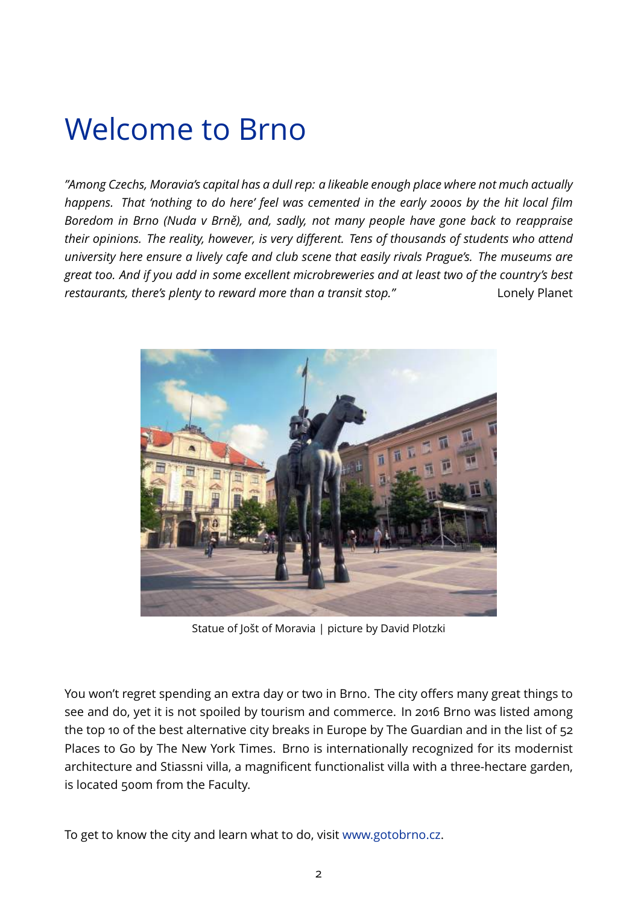# Welcome to Brno

*"Among Czechs, Moravia's capital has a dull rep: a likeable enough place where not much actually happens. That 'nothing to do here' feel was cemented in the early 2000s by the hit local film Boredom in Brno (Nuda v Brně), and, sadly, not many people have gone back to reappraise their opinions. The reality, however, is very different. Tens of thousands of students who attend university here ensure a lively cafe and club scene that easily rivals Prague's. The museums are great too. And if you add in some excellent microbreweries and at least two of the country's best restaurants, there's plenty to reward more than a transit stop."* Lonely Planet

Statue of Jošt of Moravia | picture by David Plotzki

You won't regret spending an extra day or two in Brno. The city offers many great things to see and do, yet it is not spoiled by tourism and commerce. In 2016 Brno was listed among the top 10 of the best alternative city breaks in Europe by The Guardian and in the list of 52 Places to Go by The New York Times. Brno is internationally recognized for its modernist architecture and Stiassni villa, a magnificent functionalist villa with a three-hectare garden, is located 500m from the Faculty.

To get to know the city and learn what to do, visit www.gotobrno.cz.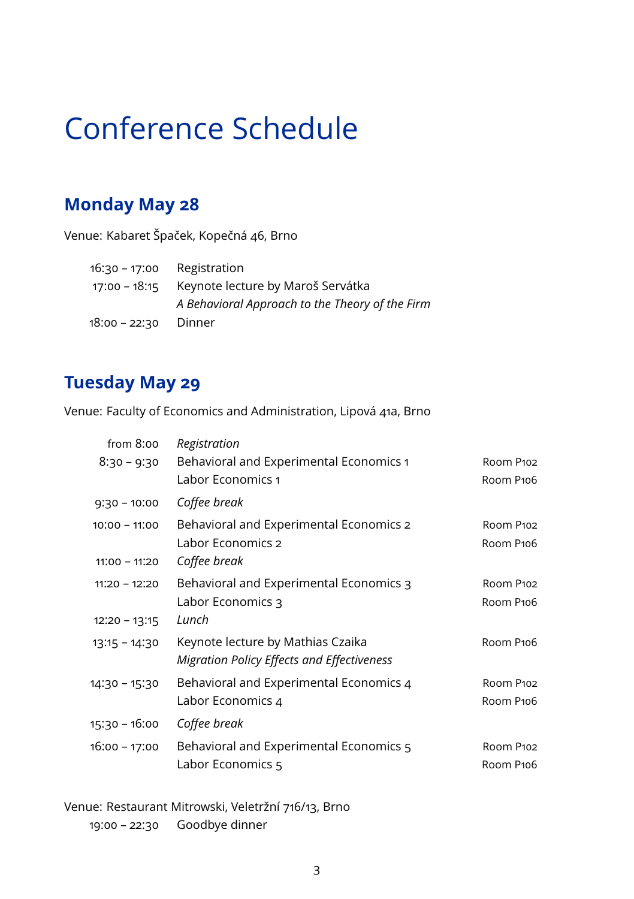# Conference Schedule

## Monday May 28

Venue: Kabaret Špaček, Kopečná 46, Brno

| | |
|---|---|
| 16:30 – 17:00 | Registration |
| 17:00 – 18:15 | Keynote lecture by Maroš Servátka<br>*A Behavioral Approach to the Theory of the Firm* |
| 18:00 – 22:30 | Dinner |

## Tuesday May 29

Venue: Faculty of Economics and Administration, Lipová 41a, Brno

| | | |
|---|---|---|
| from 8:00 | *Registration* | |
| 8:30 – 9:30 | Behavioral and Experimental Economics 1 | Room P102 |
| | Labor Economics 1 | Room P106 |
| 9:30 – 10:00 | *Coffee break* | |
| 10:00 – 11:00 | Behavioral and Experimental Economics 2 | Room P102 |
| | Labor Economics 2 | Room P106 |
| 11:00 – 11:20 | *Coffee break* | |
| 11:20 – 12:20 | Behavioral and Experimental Economics 3 | Room P102 |
| | Labor Economics 3 | Room P106 |
| 12:20 – 13:15 | *Lunch* | |
| 13:15 – 14:30 | Keynote lecture by Mathias Czaika<br>*Migration Policy Effects and Effectiveness* | Room P106 |
| 14:30 – 15:30 | Behavioral and Experimental Economics 4 | Room P102 |
| | Labor Economics 4 | Room P106 |
| 15:30 – 16:00 | *Coffee break* | |
| 16:00 – 17:00 | Behavioral and Experimental Economics 5 | Room P102 |
| | Labor Economics 5 | Room P106 |

Venue: Restaurant Mitrowski, Veletržní 716/13, Brno

| | |
|---|---|
| 19:00 – 22:30 | Goodbye dinner |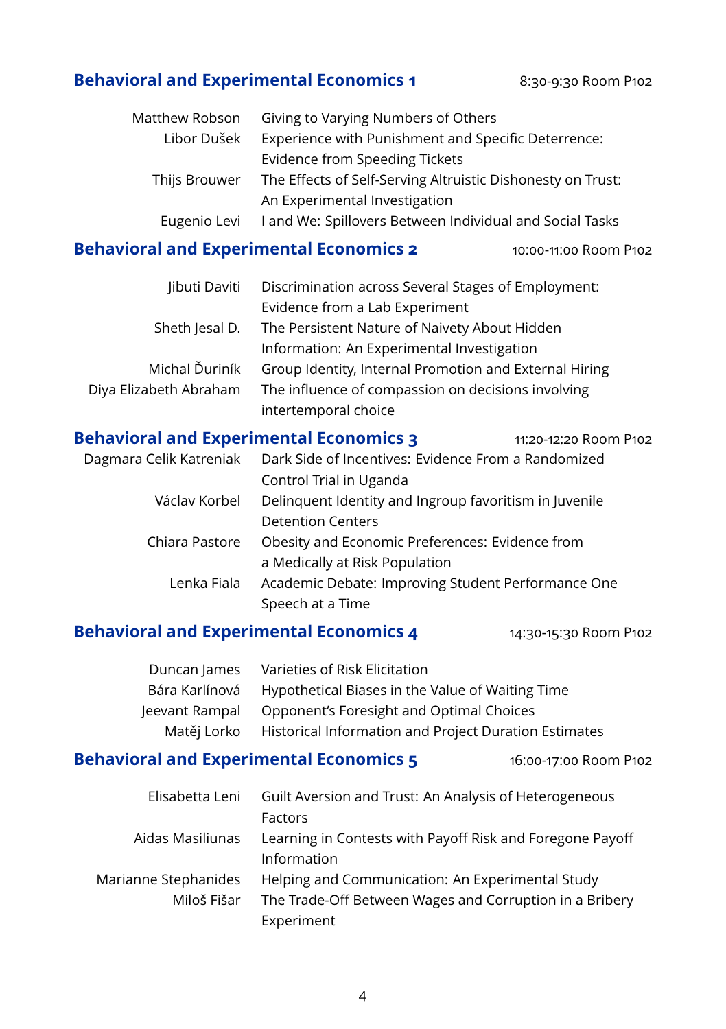## Behavioral and Experimental Economics 1

8:30-9:30 Room P102

| | |
|---|---|
| Matthew Robson | Giving to Varying Numbers of Others |
| Libor Dušek | Experience with Punishment and Specific Deterrence: Evidence from Speeding Tickets |
| Thijs Brouwer | The Effects of Self-Serving Altruistic Dishonesty on Trust: An Experimental Investigation |
| Eugenio Levi | I and We: Spillovers Between Individual and Social Tasks |

## Behavioral and Experimental Economics 2

10:00-11:00 Room P102

| | |
|---|---|
| Jibuti Daviti | Discrimination across Several Stages of Employment: Evidence from a Lab Experiment |
| Sheth Jesal D. | The Persistent Nature of Naivety About Hidden Information: An Experimental Investigation |
| Michal Ďuriník | Group Identity, Internal Promotion and External Hiring |
| Diya Elizabeth Abraham | The influence of compassion on decisions involving intertemporal choice |

## Behavioral and Experimental Economics 3

11:20-12:20 Room P102

| | |
|---|---|
| Dagmara Celik Katreniak | Dark Side of Incentives: Evidence From a Randomized Control Trial in Uganda |
| Václav Korbel | Delinquent Identity and Ingroup favoritism in Juvenile Detention Centers |
| Chiara Pastore | Obesity and Economic Preferences: Evidence from a Medically at Risk Population |
| Lenka Fiala | Academic Debate: Improving Student Performance One Speech at a Time |

## Behavioral and Experimental Economics 4

14:30-15:30 Room P102

| | |
|---|---|
| Duncan James | Varieties of Risk Elicitation |
| Bára Karlínová | Hypothetical Biases in the Value of Waiting Time |
| Jeevant Rampal | Opponent's Foresight and Optimal Choices |
| Matěj Lorko | Historical Information and Project Duration Estimates |

## Behavioral and Experimental Economics 5

16:00-17:00 Room P102

| | |
|---|---|
| Elisabetta Leni | Guilt Aversion and Trust: An Analysis of Heterogeneous Factors |
| Aidas Masiliunas | Learning in Contests with Payoff Risk and Foregone Payoff Information |
| Marianne Stephanides | Helping and Communication: An Experimental Study |
| Miloš Fišar | The Trade-Off Between Wages and Corruption in a Bribery Experiment |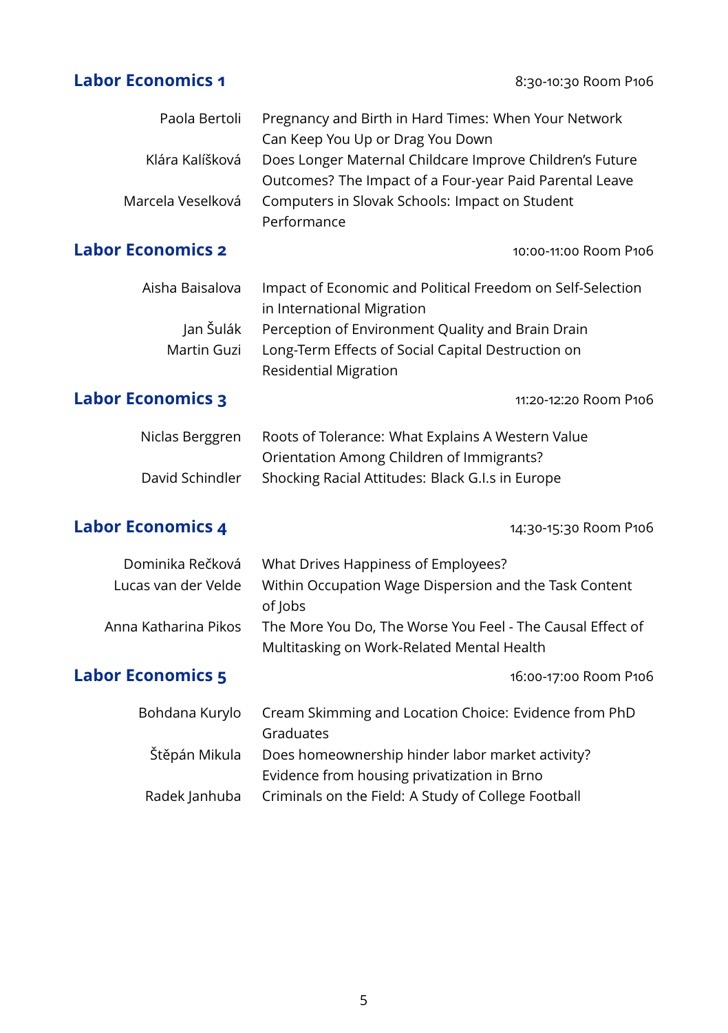## Labor Economics 1

8:30-10:30 Room P106

| | |
|---|---|
| Paola Bertoli | Pregnancy and Birth in Hard Times: When Your Network Can Keep You Up or Drag You Down |
| Klára Kalíšková | Does Longer Maternal Childcare Improve Children's Future Outcomes? The Impact of a Four-year Paid Parental Leave |
| Marcela Veselková | Computers in Slovak Schools: Impact on Student Performance |

## Labor Economics 2

10:00-11:00 Room P106

| | |
|---|---|
| Aisha Baisalova | Impact of Economic and Political Freedom on Self-Selection in International Migration |
| Jan Šulák | Perception of Environment Quality and Brain Drain |
| Martin Guzi | Long-Term Effects of Social Capital Destruction on Residential Migration |

## Labor Economics 3

11:20-12:20 Room P106

| | |
|---|---|
| Niclas Berggren | Roots of Tolerance: What Explains A Western Value Orientation Among Children of Immigrants? |
| David Schindler | Shocking Racial Attitudes: Black G.I.s in Europe |

## Labor Economics 4

14:30-15:30 Room P106

| | |
|---|---|
| Dominika Rečková | What Drives Happiness of Employees? |
| Lucas van der Velde | Within Occupation Wage Dispersion and the Task Content of Jobs |
| Anna Katharina Pikos | The More You Do, The Worse You Feel - The Causal Effect of Multitasking on Work-Related Mental Health |

## Labor Economics 5

16:00-17:00 Room P106

| | |
|---|---|
| Bohdana Kurylo | Cream Skimming and Location Choice: Evidence from PhD Graduates |
| Štěpán Mikula | Does homeownership hinder labor market activity? Evidence from housing privatization in Brno |
| Radek Janhuba | Criminals on the Field: A Study of College Football |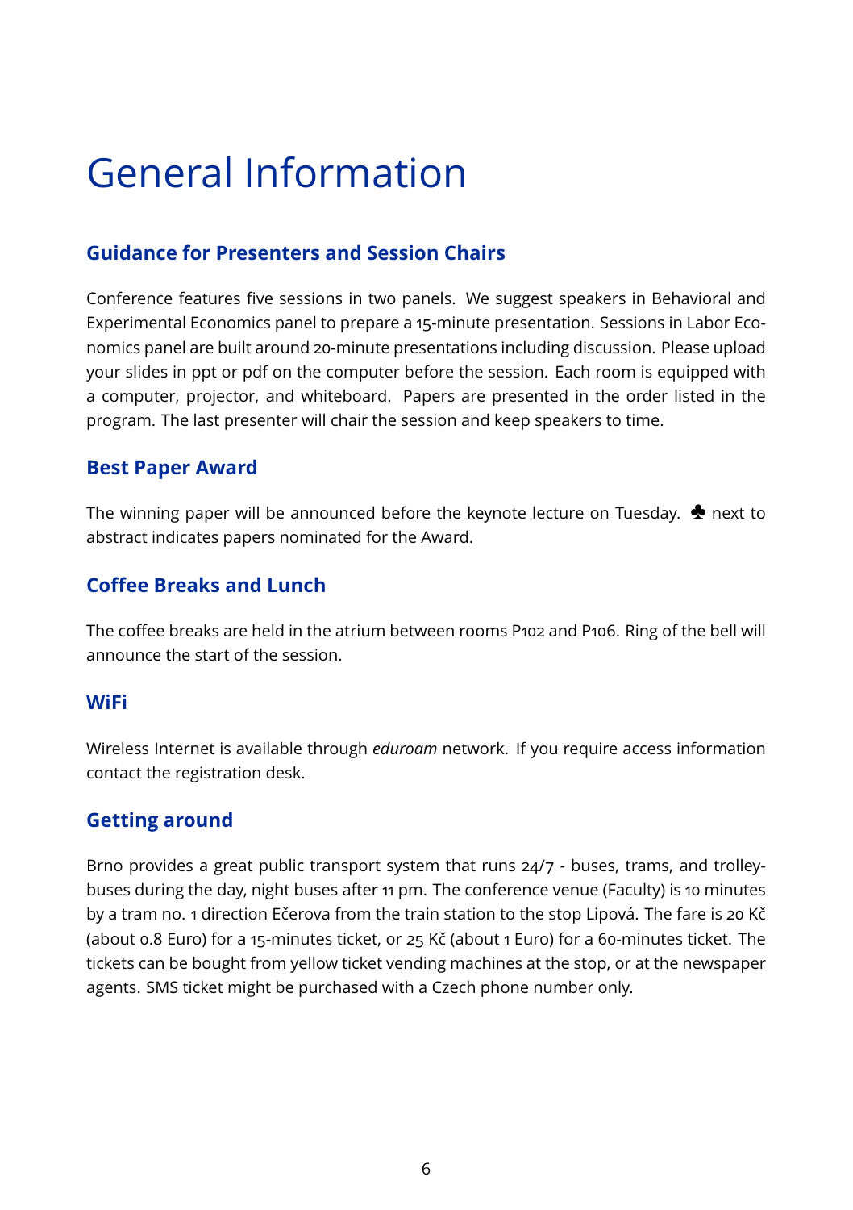# General Information

## Guidance for Presenters and Session Chairs

Conference features five sessions in two panels. We suggest speakers in Behavioral and Experimental Economics panel to prepare a 15-minute presentation. Sessions in Labor Economics panel are built around 20-minute presentations including discussion. Please upload your slides in ppt or pdf on the computer before the session. Each room is equipped with a computer, projector, and whiteboard. Papers are presented in the order listed in the program. The last presenter will chair the session and keep speakers to time.

## Best Paper Award

The winning paper will be announced before the keynote lecture on Tuesday. ♣ next to abstract indicates papers nominated for the Award.

## Coffee Breaks and Lunch

The coffee breaks are held in the atrium between rooms P102 and P106. Ring of the bell will announce the start of the session.

## WiFi

Wireless Internet is available through *eduroam* network. If you require access information contact the registration desk.

## Getting around

Brno provides a great public transport system that runs 24/7 - buses, trams, and trolleybuses during the day, night buses after 11 pm. The conference venue (Faculty) is 10 minutes by a tram no. 1 direction Ečerova from the train station to the stop Lipová. The fare is 20 Kč (about 0.8 Euro) for a 15-minutes ticket, or 25 Kč (about 1 Euro) for a 60-minutes ticket. The tickets can be bought from yellow ticket vending machines at the stop, or at the newspaper agents. SMS ticket might be purchased with a Czech phone number only.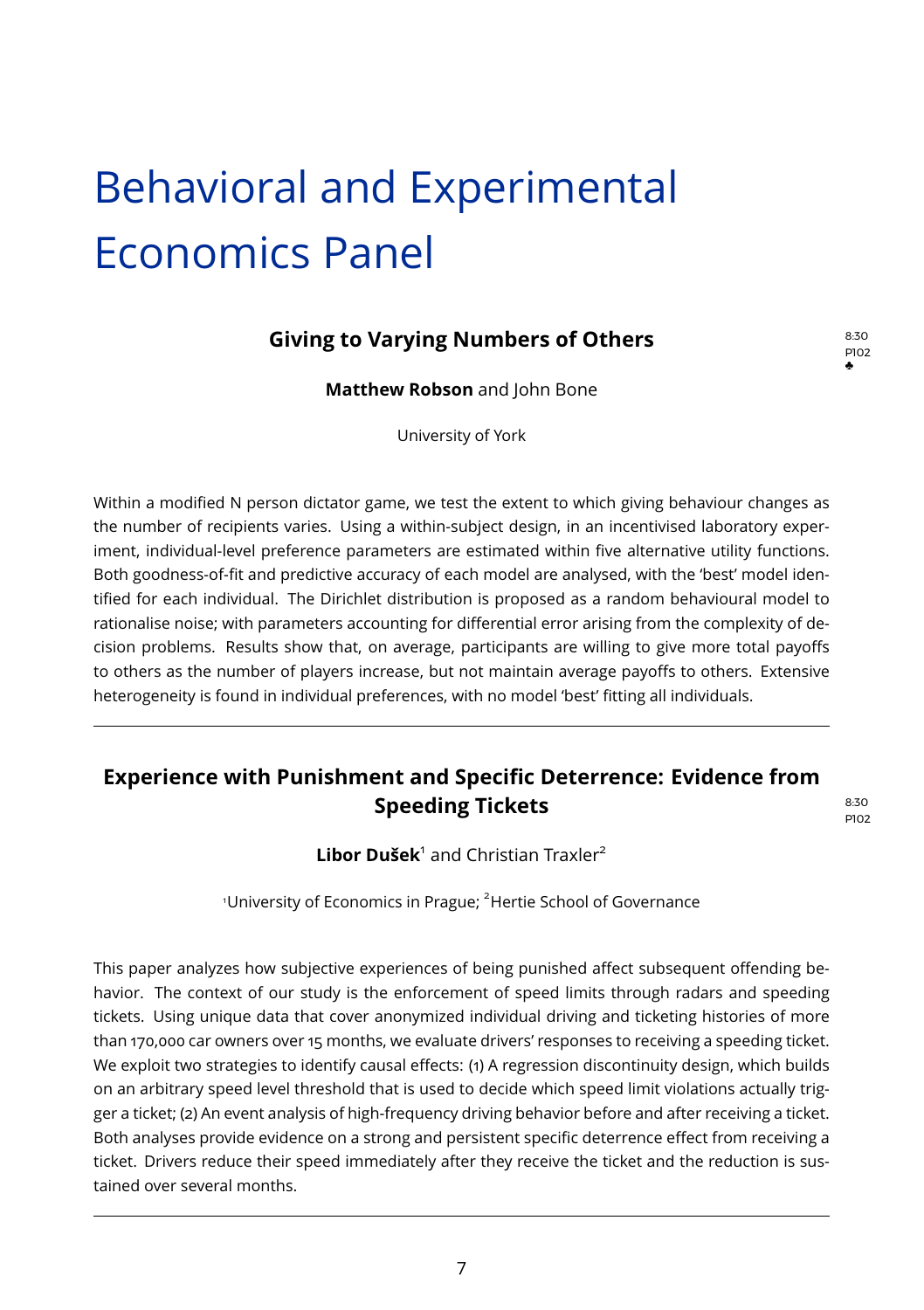# Behavioral and Experimental Economics Panel

## Giving to Varying Numbers of Others

8:30
P102
♣

**Matthew Robson** and John Bone

University of York

Within a modified N person dictator game, we test the extent to which giving behaviour changes as the number of recipients varies. Using a within-subject design, in an incentivised laboratory experiment, individual-level preference parameters are estimated within five alternative utility functions. Both goodness-of-fit and predictive accuracy of each model are analysed, with the 'best' model identified for each individual. The Dirichlet distribution is proposed as a random behavioural model to rationalise noise; with parameters accounting for differential error arising from the complexity of decision problems. Results show that, on average, participants are willing to give more total payoffs to others as the number of players increase, but not maintain average payoffs to others. Extensive heterogeneity is found in individual preferences, with no model 'best' fitting all individuals.

---

## Experience with Punishment and Specific Deterrence: Evidence from Speeding Tickets

8:30
P102

**Libor Dušek**[1] and Christian Traxler[2]

[1]University of Economics in Prague; [2]Hertie School of Governance

This paper analyzes how subjective experiences of being punished affect subsequent offending behavior. The context of our study is the enforcement of speed limits through radars and speeding tickets. Using unique data that cover anonymized individual driving and ticketing histories of more than 170,000 car owners over 15 months, we evaluate drivers' responses to receiving a speeding ticket. We exploit two strategies to identify causal effects: (1) A regression discontinuity design, which builds on an arbitrary speed level threshold that is used to decide which speed limit violations actually trigger a ticket; (2) An event analysis of high-frequency driving behavior before and after receiving a ticket. Both analyses provide evidence on a strong and persistent specific deterrence effect from receiving a ticket. Drivers reduce their speed immediately after they receive the ticket and the reduction is sustained over several months.

---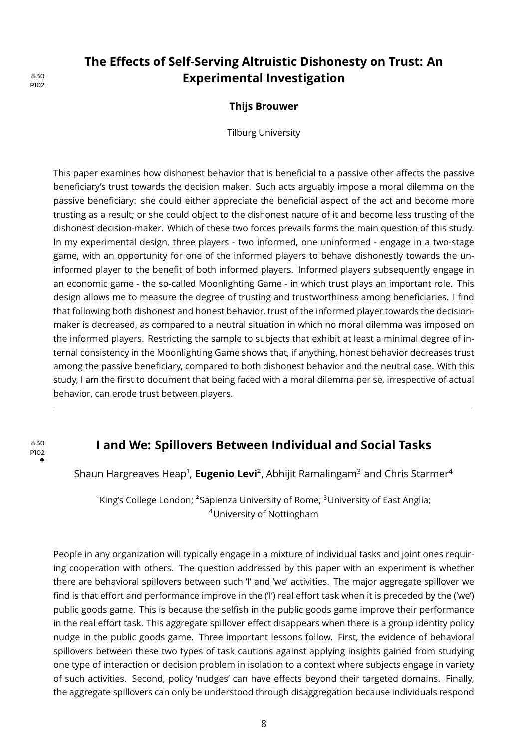8:30
P102

## The Effects of Self-Serving Altruistic Dishonesty on Trust: An Experimental Investigation

**Thijs Brouwer**

Tilburg University

This paper examines how dishonest behavior that is beneficial to a passive other affects the passive beneficiary's trust towards the decision maker. Such acts arguably impose a moral dilemma on the passive beneficiary: she could either appreciate the beneficial aspect of the act and become more trusting as a result; or she could object to the dishonest nature of it and become less trusting of the dishonest decision-maker. Which of these two forces prevails forms the main question of this study. In my experimental design, three players - two informed, one uninformed - engage in a two-stage game, with an opportunity for one of the informed players to behave dishonestly towards the uninformed player to the benefit of both informed players. Informed players subsequently engage in an economic game - the so-called Moonlighting Game - in which trust plays an important role. This design allows me to measure the degree of trusting and trustworthiness among beneficiaries. I find that following both dishonest and honest behavior, trust of the informed player towards the decision-maker is decreased, as compared to a neutral situation in which no moral dilemma was imposed on the informed players. Restricting the sample to subjects that exhibit at least a minimal degree of internal consistency in the Moonlighting Game shows that, if anything, honest behavior decreases trust among the passive beneficiary, compared to both dishonest behavior and the neutral case. With this study, I am the first to document that being faced with a moral dilemma per se, irrespective of actual behavior, can erode trust between players.

---

8:30
P102
♣

## I and We: Spillovers Between Individual and Social Tasks

Shaun Hargreaves Heap[1], **Eugenio Levi**[2], Abhijit Ramalingam[3] and Chris Starmer[4]

[1]King's College London; [2]Sapienza University of Rome; [3]University of East Anglia; [4]University of Nottingham

People in any organization will typically engage in a mixture of individual tasks and joint ones requiring cooperation with others. The question addressed by this paper with an experiment is whether there are behavioral spillovers between such 'I' and 'we' activities. The major aggregate spillover we find is that effort and performance improve in the ('I') real effort task when it is preceded by the ('we') public goods game. This is because the selfish in the public goods game improve their performance in the real effort task. This aggregate spillover effect disappears when there is a group identity policy nudge in the public goods game. Three important lessons follow. First, the evidence of behavioral spillovers between these two types of task cautions against applying insights gained from studying one type of interaction or decision problem in isolation to a context where subjects engage in variety of such activities. Second, policy 'nudges' can have effects beyond their targeted domains. Finally, the aggregate spillovers can only be understood through disaggregation because individuals respond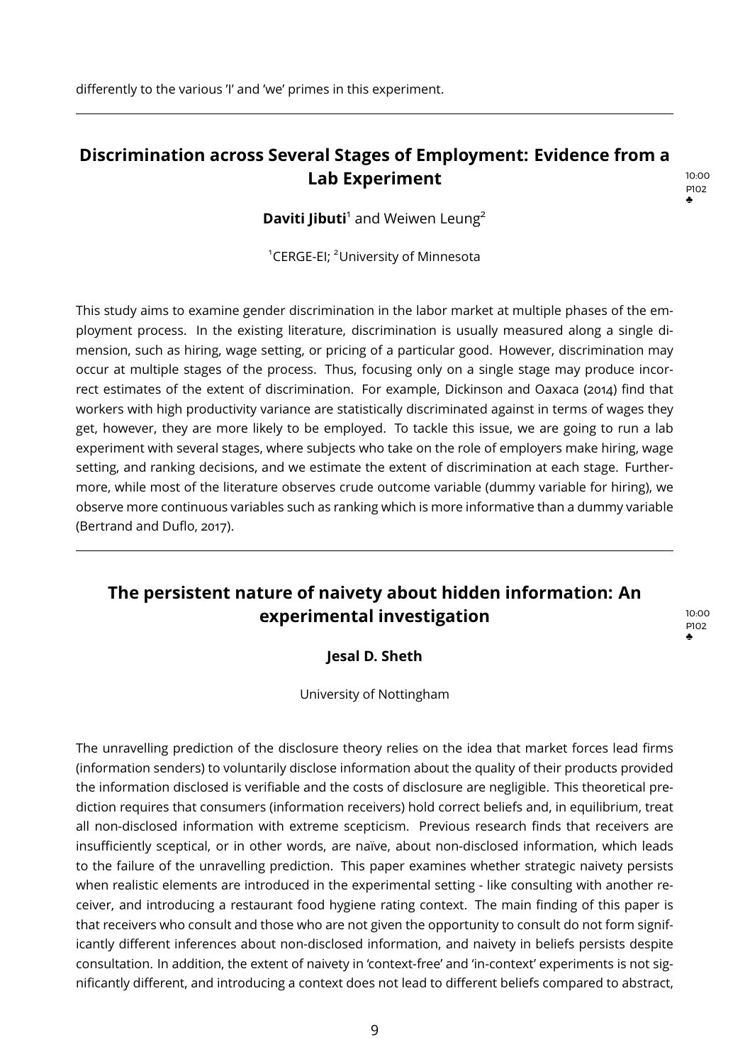differently to the various 'I' and 'we' primes in this experiment.

---

## Discrimination across Several Stages of Employment: Evidence from a Lab Experiment

10:00
P102
♣

**Daviti Jibuti**[1] and Weiwen Leung[2]

[1]CERGE-EI; [2]University of Minnesota

This study aims to examine gender discrimination in the labor market at multiple phases of the employment process. In the existing literature, discrimination is usually measured along a single dimension, such as hiring, wage setting, or pricing of a particular good. However, discrimination may occur at multiple stages of the process. Thus, focusing only on a single stage may produce incorrect estimates of the extent of discrimination. For example, Dickinson and Oaxaca (2014) find that workers with high productivity variance are statistically discriminated against in terms of wages they get, however, they are more likely to be employed. To tackle this issue, we are going to run a lab experiment with several stages, where subjects who take on the role of employers make hiring, wage setting, and ranking decisions, and we estimate the extent of discrimination at each stage. Furthermore, while most of the literature observes crude outcome variable (dummy variable for hiring), we observe more continuous variables such as ranking which is more informative than a dummy variable (Bertrand and Duflo, 2017).

---

## The persistent nature of naivety about hidden information: An experimental investigation

10:00
P102
♣

**Jesal D. Sheth**

University of Nottingham

The unravelling prediction of the disclosure theory relies on the idea that market forces lead firms (information senders) to voluntarily disclose information about the quality of their products provided the information disclosed is verifiable and the costs of disclosure are negligible. This theoretical prediction requires that consumers (information receivers) hold correct beliefs and, in equilibrium, treat all non-disclosed information with extreme scepticism. Previous research finds that receivers are insufficiently sceptical, or in other words, are naïve, about non-disclosed information, which leads to the failure of the unravelling prediction. This paper examines whether strategic naivety persists when realistic elements are introduced in the experimental setting - like consulting with another receiver, and introducing a restaurant food hygiene rating context. The main finding of this paper is that receivers who consult and those who are not given the opportunity to consult do not form significantly different inferences about non-disclosed information, and naivety in beliefs persists despite consultation. In addition, the extent of naivety in 'context-free' and 'in-context' experiments is not significantly different, and introducing a context does not lead to different beliefs compared to abstract,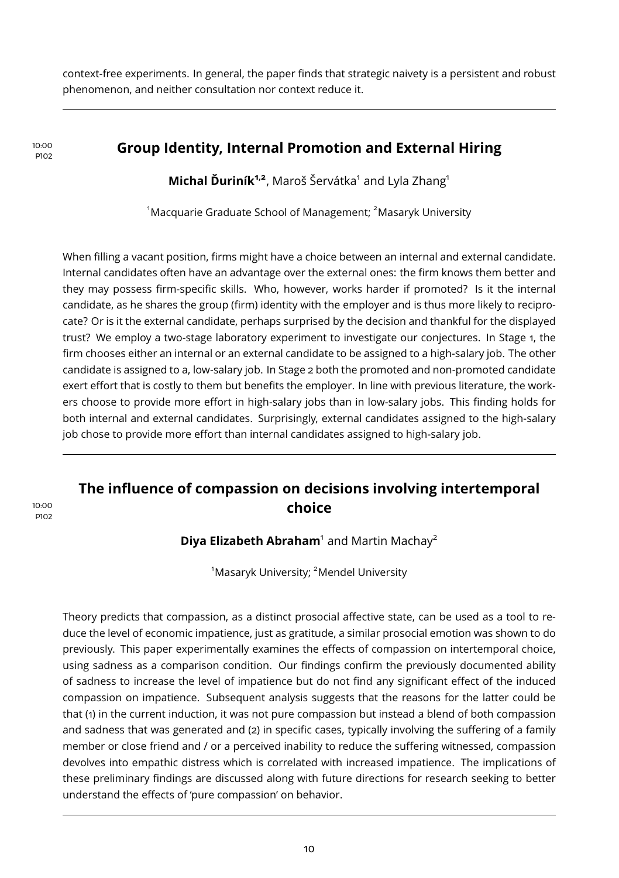context-free experiments. In general, the paper finds that strategic naivety is a persistent and robust phenomenon, and neither consultation nor context reduce it.

---

10:00
P102

## Group Identity, Internal Promotion and External Hiring

**Michal Ďuriník**[1,2], Maroš Šervátka[1] and Lyla Zhang[1]

[1]Macquarie Graduate School of Management; [2]Masaryk University

When filling a vacant position, firms might have a choice between an internal and external candidate. Internal candidates often have an advantage over the external ones: the firm knows them better and they may possess firm-specific skills. Who, however, works harder if promoted? Is it the internal candidate, as he shares the group (firm) identity with the employer and is thus more likely to reciprocate? Or is it the external candidate, perhaps surprised by the decision and thankful for the displayed trust? We employ a two-stage laboratory experiment to investigate our conjectures. In Stage 1, the firm chooses either an internal or an external candidate to be assigned to a high-salary job. The other candidate is assigned to a, low-salary job. In Stage 2 both the promoted and non-promoted candidate exert effort that is costly to them but benefits the employer. In line with previous literature, the workers choose to provide more effort in high-salary jobs than in low-salary jobs. This finding holds for both internal and external candidates. Surprisingly, external candidates assigned to the high-salary job chose to provide more effort than internal candidates assigned to high-salary job.

---

10:00
P102

## The influence of compassion on decisions involving intertemporal choice

**Diya Elizabeth Abraham**[1] and Martin Machay[2]

[1]Masaryk University; [2]Mendel University

Theory predicts that compassion, as a distinct prosocial affective state, can be used as a tool to reduce the level of economic impatience, just as gratitude, a similar prosocial emotion was shown to do previously. This paper experimentally examines the effects of compassion on intertemporal choice, using sadness as a comparison condition. Our findings confirm the previously documented ability of sadness to increase the level of impatience but do not find any significant effect of the induced compassion on impatience. Subsequent analysis suggests that the reasons for the latter could be that (1) in the current induction, it was not pure compassion but instead a blend of both compassion and sadness that was generated and (2) in specific cases, typically involving the suffering of a family member or close friend and / or a perceived inability to reduce the suffering witnessed, compassion devolves into empathic distress which is correlated with increased impatience. The implications of these preliminary findings are discussed along with future directions for research seeking to better understand the effects of 'pure compassion' on behavior.

---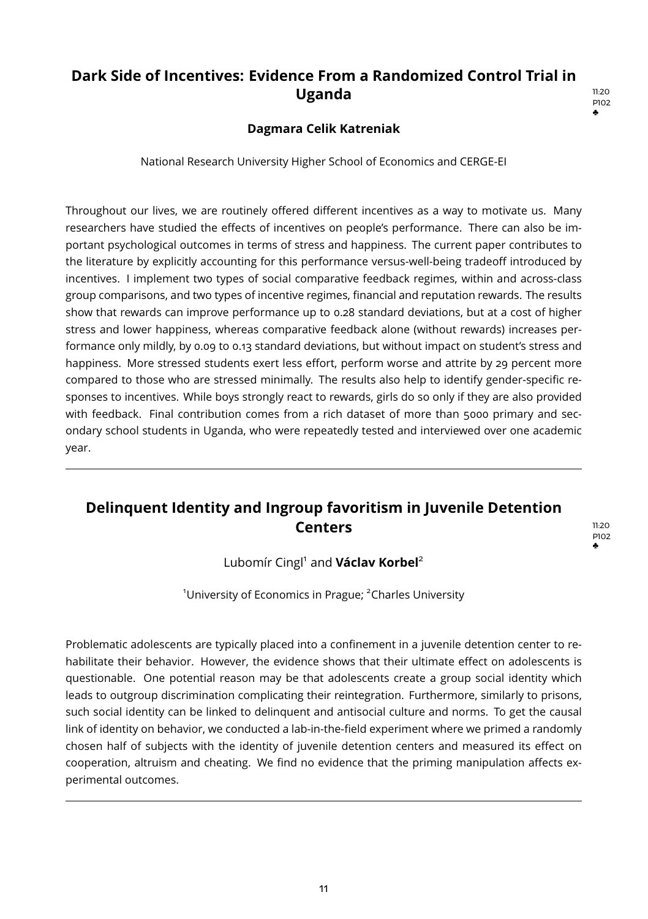## Dark Side of Incentives: Evidence From a Randomized Control Trial in Uganda

11:20
P102
♣

**Dagmara Celik Katreniak**

National Research University Higher School of Economics and CERGE-EI

Throughout our lives, we are routinely offered different incentives as a way to motivate us. Many researchers have studied the effects of incentives on people's performance. There can also be important psychological outcomes in terms of stress and happiness. The current paper contributes to the literature by explicitly accounting for this performance versus-well-being tradeoff introduced by incentives. I implement two types of social comparative feedback regimes, within and across-class group comparisons, and two types of incentive regimes, financial and reputation rewards. The results show that rewards can improve performance up to 0.28 standard deviations, but at a cost of higher stress and lower happiness, whereas comparative feedback alone (without rewards) increases performance only mildly, by 0.09 to 0.13 standard deviations, but without impact on student's stress and happiness. More stressed students exert less effort, perform worse and attrite by 29 percent more compared to those who are stressed minimally. The results also help to identify gender-specific responses to incentives. While boys strongly react to rewards, girls do so only if they are also provided with feedback. Final contribution comes from a rich dataset of more than 5000 primary and secondary school students in Uganda, who were repeatedly tested and interviewed over one academic year.

---

## Delinquent Identity and Ingroup favoritism in Juvenile Detention Centers

11:20
P102
♣

Lubomír Cingl[1] and **Václav Korbel**[2]

[1]University of Economics in Prague; [2]Charles University

Problematic adolescents are typically placed into a confinement in a juvenile detention center to rehabilitate their behavior. However, the evidence shows that their ultimate effect on adolescents is questionable. One potential reason may be that adolescents create a group social identity which leads to outgroup discrimination complicating their reintegration. Furthermore, similarly to prisons, such social identity can be linked to delinquent and antisocial culture and norms. To get the causal link of identity on behavior, we conducted a lab-in-the-field experiment where we primed a randomly chosen half of subjects with the identity of juvenile detention centers and measured its effect on cooperation, altruism and cheating. We find no evidence that the priming manipulation affects experimental outcomes.

---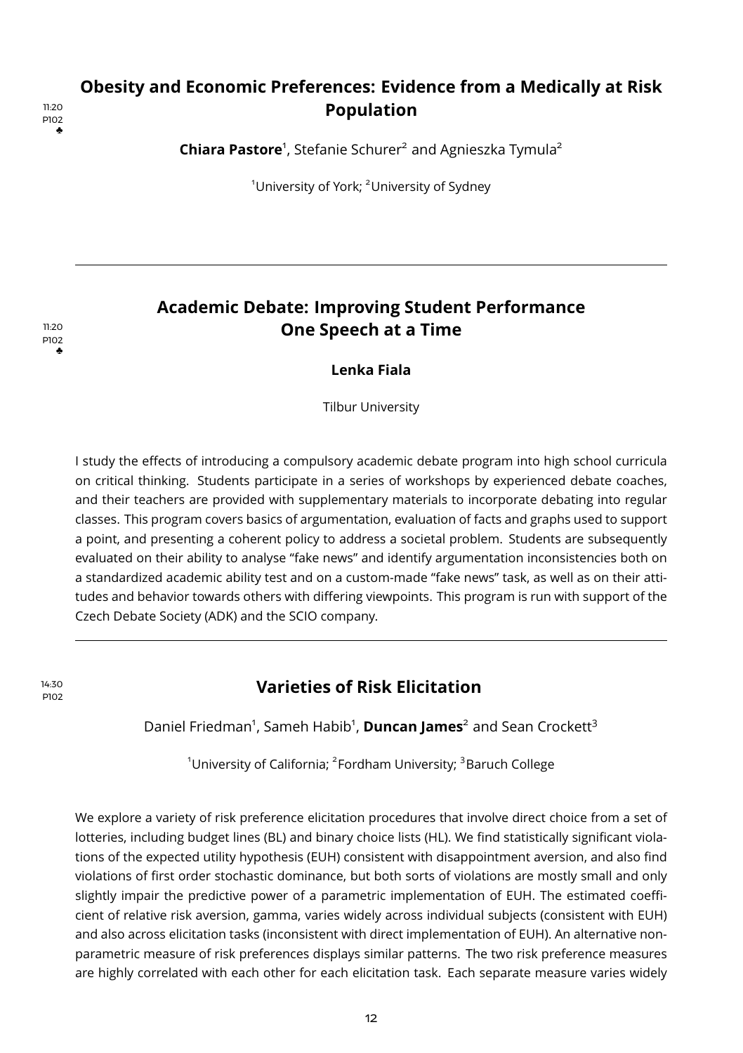11:20
P102
♣

## Obesity and Economic Preferences: Evidence from a Medically at Risk Population

**Chiara Pastore**[1], Stefanie Schurer[2] and Agnieszka Tymula[2]

[1]University of York; [2]University of Sydney

---

11:20
P102
♣

## Academic Debate: Improving Student Performance One Speech at a Time

**Lenka Fiala**

Tilbur University

I study the effects of introducing a compulsory academic debate program into high school curricula on critical thinking. Students participate in a series of workshops by experienced debate coaches, and their teachers are provided with supplementary materials to incorporate debating into regular classes. This program covers basics of argumentation, evaluation of facts and graphs used to support a point, and presenting a coherent policy to address a societal problem. Students are subsequently evaluated on their ability to analyse "fake news" and identify argumentation inconsistencies both on a standardized academic ability test and on a custom-made "fake news" task, as well as on their attitudes and behavior towards others with differing viewpoints. This program is run with support of the Czech Debate Society (ADK) and the SCIO company.

---

14:30
P102

## Varieties of Risk Elicitation

Daniel Friedman[1], Sameh Habib[1], **Duncan James**[2] and Sean Crockett[3]

[1]University of California; [2]Fordham University; [3]Baruch College

We explore a variety of risk preference elicitation procedures that involve direct choice from a set of lotteries, including budget lines (BL) and binary choice lists (HL). We find statistically significant violations of the expected utility hypothesis (EUH) consistent with disappointment aversion, and also find violations of first order stochastic dominance, but both sorts of violations are mostly small and only slightly impair the predictive power of a parametric implementation of EUH. The estimated coefficient of relative risk aversion, gamma, varies widely across individual subjects (consistent with EUH) and also across elicitation tasks (inconsistent with direct implementation of EUH). An alternative non-parametric measure of risk preferences displays similar patterns. The two risk preference measures are highly correlated with each other for each elicitation task. Each separate measure varies widely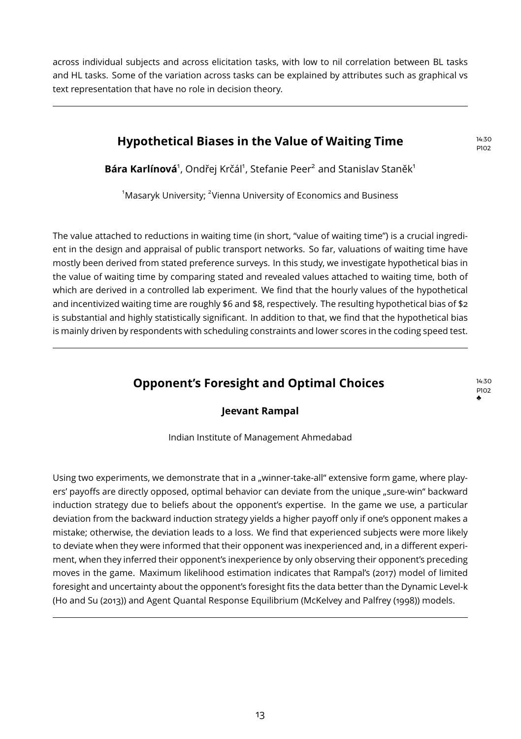across individual subjects and across elicitation tasks, with low to nil correlation between BL tasks and HL tasks. Some of the variation across tasks can be explained by attributes such as graphical vs text representation that have no role in decision theory.

---

## Hypothetical Biases in the Value of Waiting Time

14:30
P102

**Bára Karlínová**[1], Ondřej Krčál[1], Stefanie Peer[2] and Stanislav Staněk[1]

[1]Masaryk University; [2]Vienna University of Economics and Business

The value attached to reductions in waiting time (in short, "value of waiting time") is a crucial ingredient in the design and appraisal of public transport networks. So far, valuations of waiting time have mostly been derived from stated preference surveys. In this study, we investigate hypothetical bias in the value of waiting time by comparing stated and revealed values attached to waiting time, both of which are derived in a controlled lab experiment. We find that the hourly values of the hypothetical and incentivized waiting time are roughly $6 and $8, respectively. The resulting hypothetical bias of $2 is substantial and highly statistically significant. In addition to that, we find that the hypothetical bias is mainly driven by respondents with scheduling constraints and lower scores in the coding speed test.

---

## Opponent's Foresight and Optimal Choices

14:30
P102
♣

**Jeevant Rampal**

Indian Institute of Management Ahmedabad

Using two experiments, we demonstrate that in a „winner-take-all" extensive form game, where players' payoffs are directly opposed, optimal behavior can deviate from the unique „sure-win" backward induction strategy due to beliefs about the opponent's expertise. In the game we use, a particular deviation from the backward induction strategy yields a higher payoff only if one's opponent makes a mistake; otherwise, the deviation leads to a loss. We find that experienced subjects were more likely to deviate when they were informed that their opponent was inexperienced and, in a different experiment, when they inferred their opponent's inexperience by only observing their opponent's preceding moves in the game. Maximum likelihood estimation indicates that Rampal's (2017) model of limited foresight and uncertainty about the opponent's foresight fits the data better than the Dynamic Level-k (Ho and Su (2013)) and Agent Quantal Response Equilibrium (McKelvey and Palfrey (1998)) models.

---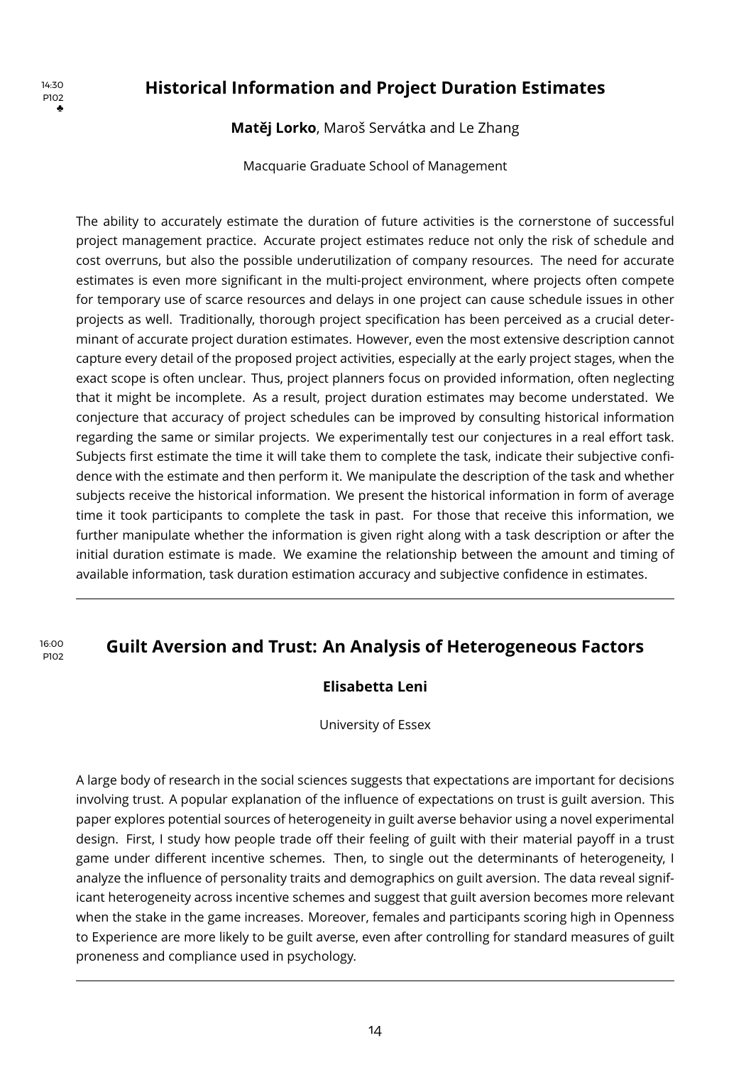14:30
P102
♣

## Historical Information and Project Duration Estimates

**Matěj Lorko**, Maroš Servátka and Le Zhang

Macquarie Graduate School of Management

The ability to accurately estimate the duration of future activities is the cornerstone of successful project management practice. Accurate project estimates reduce not only the risk of schedule and cost overruns, but also the possible underutilization of company resources. The need for accurate estimates is even more significant in the multi-project environment, where projects often compete for temporary use of scarce resources and delays in one project can cause schedule issues in other projects as well. Traditionally, thorough project specification has been perceived as a crucial determinant of accurate project duration estimates. However, even the most extensive description cannot capture every detail of the proposed project activities, especially at the early project stages, when the exact scope is often unclear. Thus, project planners focus on provided information, often neglecting that it might be incomplete. As a result, project duration estimates may become understated. We conjecture that accuracy of project schedules can be improved by consulting historical information regarding the same or similar projects. We experimentally test our conjectures in a real effort task. Subjects first estimate the time it will take them to complete the task, indicate their subjective confidence with the estimate and then perform it. We manipulate the description of the task and whether subjects receive the historical information. We present the historical information in form of average time it took participants to complete the task in past. For those that receive this information, we further manipulate whether the information is given right along with a task description or after the initial duration estimate is made. We examine the relationship between the amount and timing of available information, task duration estimation accuracy and subjective confidence in estimates.

---

16:00
P102

## Guilt Aversion and Trust: An Analysis of Heterogeneous Factors

**Elisabetta Leni**

University of Essex

A large body of research in the social sciences suggests that expectations are important for decisions involving trust. A popular explanation of the influence of expectations on trust is guilt aversion. This paper explores potential sources of heterogeneity in guilt averse behavior using a novel experimental design. First, I study how people trade off their feeling of guilt with their material payoff in a trust game under different incentive schemes. Then, to single out the determinants of heterogeneity, I analyze the influence of personality traits and demographics on guilt aversion. The data reveal significant heterogeneity across incentive schemes and suggest that guilt aversion becomes more relevant when the stake in the game increases. Moreover, females and participants scoring high in Openness to Experience are more likely to be guilt averse, even after controlling for standard measures of guilt proneness and compliance used in psychology.

---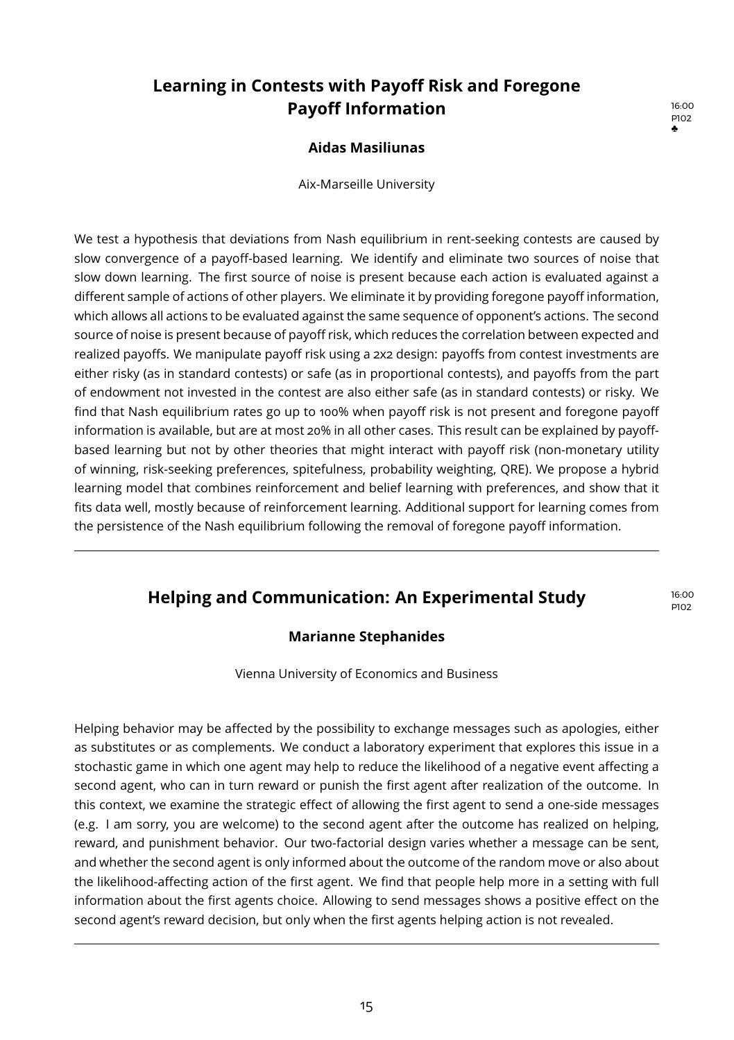## Learning in Contests with Payoff Risk and Foregone Payoff Information

16:00
P102
♣

**Aidas Masiliunas**

Aix-Marseille University

We test a hypothesis that deviations from Nash equilibrium in rent-seeking contests are caused by slow convergence of a payoff-based learning. We identify and eliminate two sources of noise that slow down learning. The first source of noise is present because each action is evaluated against a different sample of actions of other players. We eliminate it by providing foregone payoff information, which allows all actions to be evaluated against the same sequence of opponent's actions. The second source of noise is present because of payoff risk, which reduces the correlation between expected and realized payoffs. We manipulate payoff risk using a 2x2 design: payoffs from contest investments are either risky (as in standard contests) or safe (as in proportional contests), and payoffs from the part of endowment not invested in the contest are also either safe (as in standard contests) or risky. We find that Nash equilibrium rates go up to 100% when payoff risk is not present and foregone payoff information is available, but are at most 20% in all other cases. This result can be explained by payoff-based learning but not by other theories that might interact with payoff risk (non-monetary utility of winning, risk-seeking preferences, spitefulness, probability weighting, QRE). We propose a hybrid learning model that combines reinforcement and belief learning with preferences, and show that it fits data well, mostly because of reinforcement learning. Additional support for learning comes from the persistence of the Nash equilibrium following the removal of foregone payoff information.

---

## Helping and Communication: An Experimental Study

16:00
P102

**Marianne Stephanides**

Vienna University of Economics and Business

Helping behavior may be affected by the possibility to exchange messages such as apologies, either as substitutes or as complements. We conduct a laboratory experiment that explores this issue in a stochastic game in which one agent may help to reduce the likelihood of a negative event affecting a second agent, who can in turn reward or punish the first agent after realization of the outcome. In this context, we examine the strategic effect of allowing the first agent to send a one-side messages (e.g. I am sorry, you are welcome) to the second agent after the outcome has realized on helping, reward, and punishment behavior. Our two-factorial design varies whether a message can be sent, and whether the second agent is only informed about the outcome of the random move or also about the likelihood-affecting action of the first agent. We find that people help more in a setting with full information about the first agents choice. Allowing to send messages shows a positive effect on the second agent's reward decision, but only when the first agents helping action is not revealed.

---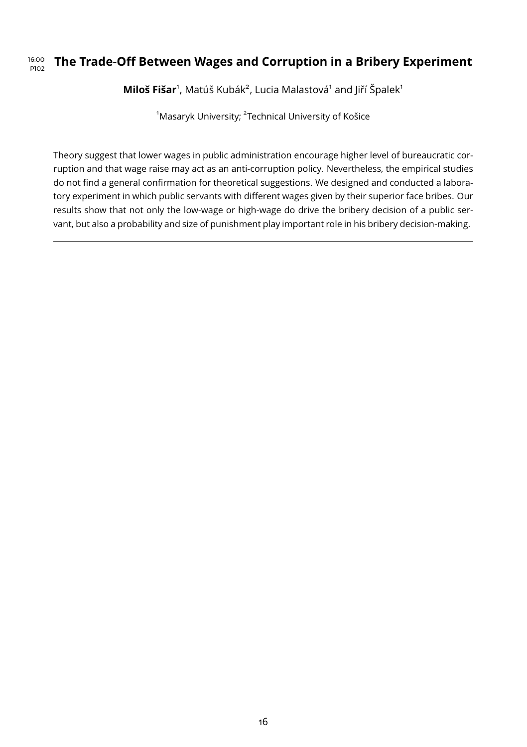16:00 P102

## The Trade-Off Between Wages and Corruption in a Bribery Experiment

**Miloš Fišar**[1], Matúš Kubák[2], Lucia Malastová[1] and Jiří Špalek[1]

[1]Masaryk University; [2]Technical University of Košice

Theory suggest that lower wages in public administration encourage higher level of bureaucratic corruption and that wage raise may act as an anti-corruption policy. Nevertheless, the empirical studies do not find a general confirmation for theoretical suggestions. We designed and conducted a laboratory experiment in which public servants with different wages given by their superior face bribes. Our results show that not only the low-wage or high-wage do drive the bribery decision of a public servant, but also a probability and size of punishment play important role in his bribery decision-making.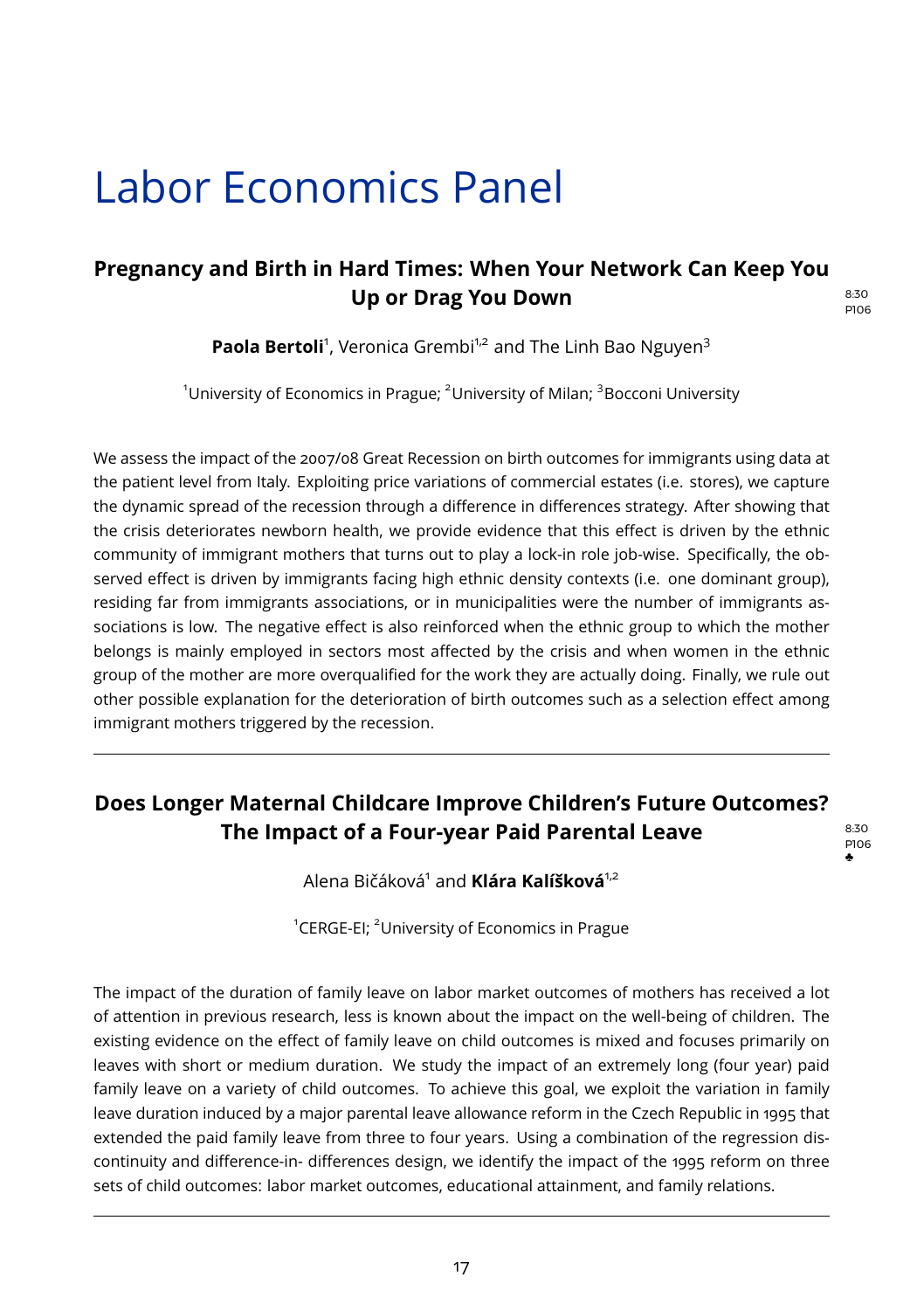# Labor Economics Panel

## Pregnancy and Birth in Hard Times: When Your Network Can Keep You Up or Drag You Down

8:30
P106

**Paola Bertoli**[1], Veronica Grembi[1,2] and The Linh Bao Nguyen[3]

[1]University of Economics in Prague; [2]University of Milan; [3]Bocconi University

We assess the impact of the 2007/08 Great Recession on birth outcomes for immigrants using data at the patient level from Italy. Exploiting price variations of commercial estates (i.e. stores), we capture the dynamic spread of the recession through a difference in differences strategy. After showing that the crisis deteriorates newborn health, we provide evidence that this effect is driven by the ethnic community of immigrant mothers that turns out to play a lock-in role job-wise. Specifically, the observed effect is driven by immigrants facing high ethnic density contexts (i.e. one dominant group), residing far from immigrants associations, or in municipalities were the number of immigrants associations is low. The negative effect is also reinforced when the ethnic group to which the mother belongs is mainly employed in sectors most affected by the crisis and when women in the ethnic group of the mother are more overqualified for the work they are actually doing. Finally, we rule out other possible explanation for the deterioration of birth outcomes such as a selection effect among immigrant mothers triggered by the recession.

---

## Does Longer Maternal Childcare Improve Children's Future Outcomes? The Impact of a Four-year Paid Parental Leave

8:30
P106
♣

Alena Bičáková[1] and **Klára Kalíšková**[1,2]

[1]CERGE-EI; [2]University of Economics in Prague

The impact of the duration of family leave on labor market outcomes of mothers has received a lot of attention in previous research, less is known about the impact on the well-being of children. The existing evidence on the effect of family leave on child outcomes is mixed and focuses primarily on leaves with short or medium duration. We study the impact of an extremely long (four year) paid family leave on a variety of child outcomes. To achieve this goal, we exploit the variation in family leave duration induced by a major parental leave allowance reform in the Czech Republic in 1995 that extended the paid family leave from three to four years. Using a combination of the regression discontinuity and difference-in- differences design, we identify the impact of the 1995 reform on three sets of child outcomes: labor market outcomes, educational attainment, and family relations.

---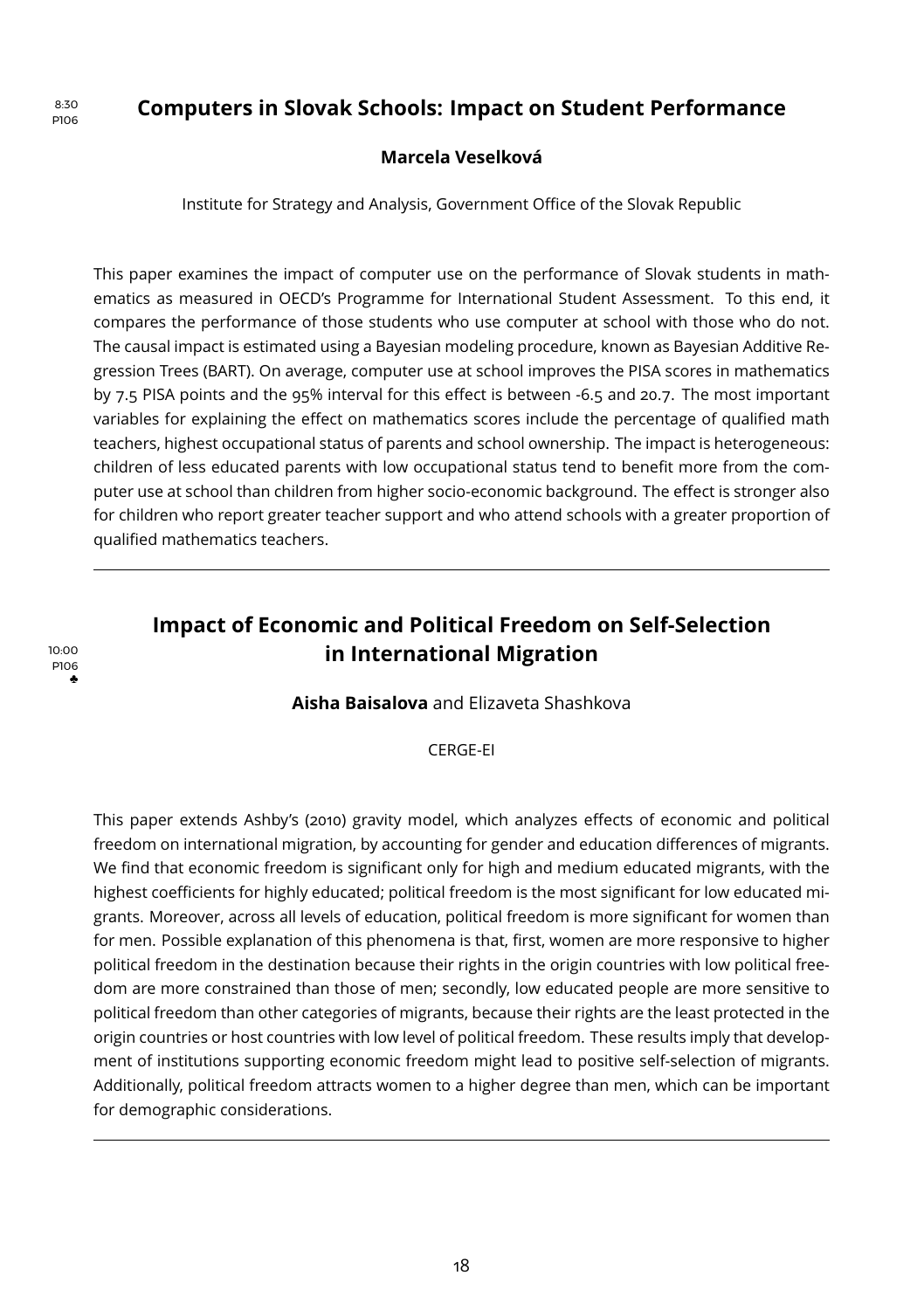8:30
P106

## Computers in Slovak Schools: Impact on Student Performance

**Marcela Veselková**

Institute for Strategy and Analysis, Government Office of the Slovak Republic

This paper examines the impact of computer use on the performance of Slovak students in mathematics as measured in OECD's Programme for International Student Assessment. To this end, it compares the performance of those students who use computer at school with those who do not. The causal impact is estimated using a Bayesian modeling procedure, known as Bayesian Additive Regression Trees (BART). On average, computer use at school improves the PISA scores in mathematics by 7.5 PISA points and the 95% interval for this effect is between -6.5 and 20.7. The most important variables for explaining the effect on mathematics scores include the percentage of qualified math teachers, highest occupational status of parents and school ownership. The impact is heterogeneous: children of less educated parents with low occupational status tend to benefit more from the computer use at school than children from higher socio-economic background. The effect is stronger also for children who report greater teacher support and who attend schools with a greater proportion of qualified mathematics teachers.

---

10:00
P106
♣

## Impact of Economic and Political Freedom on Self-Selection in International Migration

**Aisha Baisalova** and Elizaveta Shashkova

CERGE-EI

This paper extends Ashby's (2010) gravity model, which analyzes effects of economic and political freedom on international migration, by accounting for gender and education differences of migrants. We find that economic freedom is significant only for high and medium educated migrants, with the highest coefficients for highly educated; political freedom is the most significant for low educated migrants. Moreover, across all levels of education, political freedom is more significant for women than for men. Possible explanation of this phenomena is that, first, women are more responsive to higher political freedom in the destination because their rights in the origin countries with low political freedom are more constrained than those of men; secondly, low educated people are more sensitive to political freedom than other categories of migrants, because their rights are the least protected in the origin countries or host countries with low level of political freedom. These results imply that development of institutions supporting economic freedom might lead to positive self-selection of migrants. Additionally, political freedom attracts women to a higher degree than men, which can be important for demographic considerations.

---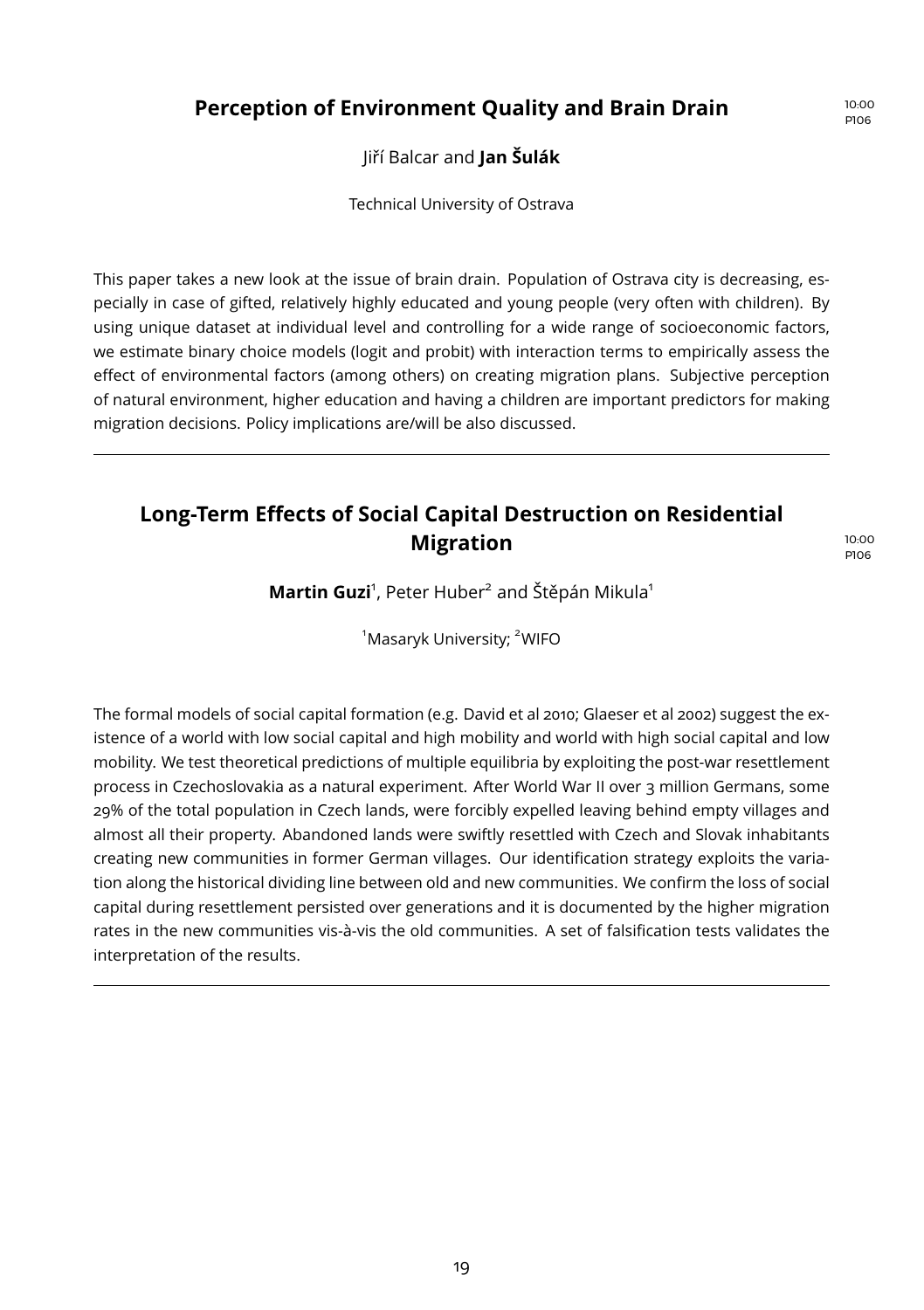## Perception of Environment Quality and Brain Drain

10:00
P106

Jiří Balcar and **Jan Šulák**

Technical University of Ostrava

This paper takes a new look at the issue of brain drain. Population of Ostrava city is decreasing, especially in case of gifted, relatively highly educated and young people (very often with children). By using unique dataset at individual level and controlling for a wide range of socioeconomic factors, we estimate binary choice models (logit and probit) with interaction terms to empirically assess the effect of environmental factors (among others) on creating migration plans. Subjective perception of natural environment, higher education and having a children are important predictors for making migration decisions. Policy implications are/will be also discussed.

---

## Long-Term Effects of Social Capital Destruction on Residential Migration

10:00
P106

**Martin Guzi**[1], Peter Huber[2] and Štěpán Mikula[1]

[1]Masaryk University; [2]WIFO

The formal models of social capital formation (e.g. David et al 2010; Glaeser et al 2002) suggest the existence of a world with low social capital and high mobility and world with high social capital and low mobility. We test theoretical predictions of multiple equilibria by exploiting the post-war resettlement process in Czechoslovakia as a natural experiment. After World War II over 3 million Germans, some 29% of the total population in Czech lands, were forcibly expelled leaving behind empty villages and almost all their property. Abandoned lands were swiftly resettled with Czech and Slovak inhabitants creating new communities in former German villages. Our identification strategy exploits the variation along the historical dividing line between old and new communities. We confirm the loss of social capital during resettlement persisted over generations and it is documented by the higher migration rates in the new communities vis-à-vis the old communities. A set of falsification tests validates the interpretation of the results.

---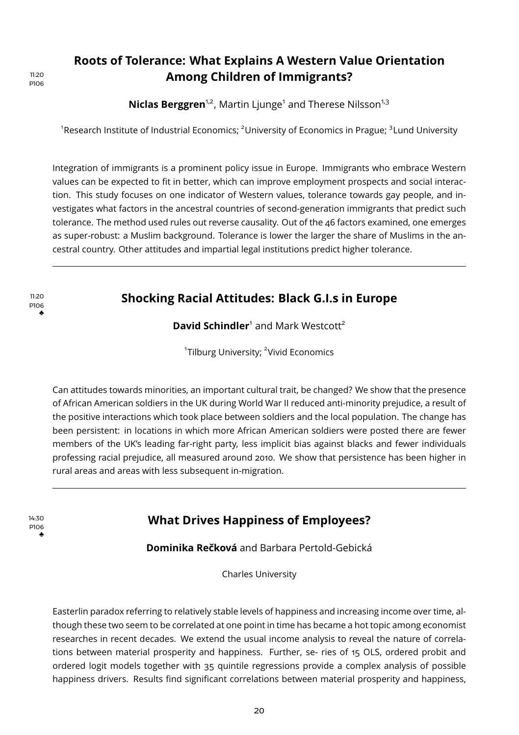11:20
P106

## Roots of Tolerance: What Explains A Western Value Orientation Among Children of Immigrants?

**Niclas Berggren**[1,2], Martin Ljunge[1] and Therese Nilsson[1,3]

[1]Research Institute of Industrial Economics; [2]University of Economics in Prague; [3]Lund University

Integration of immigrants is a prominent policy issue in Europe. Immigrants who embrace Western values can be expected to fit in better, which can improve employment prospects and social interaction. This study focuses on one indicator of Western values, tolerance towards gay people, and investigates what factors in the ancestral countries of second-generation immigrants that predict such tolerance. The method used rules out reverse causality. Out of the 46 factors examined, one emerges as super-robust: a Muslim background. Tolerance is lower the larger the share of Muslims in the ancestral country. Other attitudes and impartial legal institutions predict higher tolerance.

---

11:20
P106
♣

## Shocking Racial Attitudes: Black G.I.s in Europe

**David Schindler**[1] and Mark Westcott[2]

[1]Tilburg University; [2]Vivid Economics

Can attitudes towards minorities, an important cultural trait, be changed? We show that the presence of African American soldiers in the UK during World War II reduced anti-minority prejudice, a result of the positive interactions which took place between soldiers and the local population. The change has been persistent: in locations in which more African American soldiers were posted there are fewer members of the UK's leading far-right party, less implicit bias against blacks and fewer individuals professing racial prejudice, all measured around 2010. We show that persistence has been higher in rural areas and areas with less subsequent in-migration.

---

14:30
P106
♣

## What Drives Happiness of Employees?

**Dominika Rečková** and Barbara Pertold-Gebická

Charles University

Easterlin paradox referring to relatively stable levels of happiness and increasing income over time, although these two seem to be correlated at one point in time has became a hot topic among economist researches in recent decades. We extend the usual income analysis to reveal the nature of correlations between material prosperity and happiness. Further, se- ries of 15 OLS, ordered probit and ordered logit models together with 35 quintile regressions provide a complex analysis of possible happiness drivers. Results find significant correlations between material prosperity and happiness,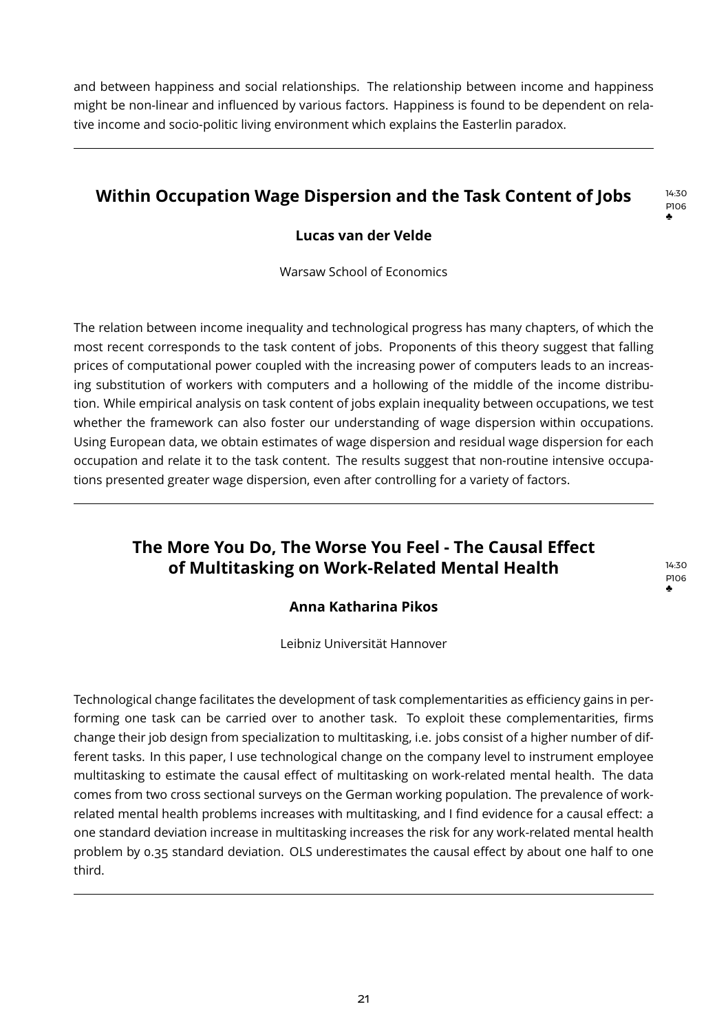and between happiness and social relationships. The relationship between income and happiness might be non-linear and influenced by various factors. Happiness is found to be dependent on relative income and socio-politic living environment which explains the Easterlin paradox.

---

## Within Occupation Wage Dispersion and the Task Content of Jobs

14:30
P106
♣

**Lucas van der Velde**

Warsaw School of Economics

The relation between income inequality and technological progress has many chapters, of which the most recent corresponds to the task content of jobs. Proponents of this theory suggest that falling prices of computational power coupled with the increasing power of computers leads to an increasing substitution of workers with computers and a hollowing of the middle of the income distribution. While empirical analysis on task content of jobs explain inequality between occupations, we test whether the framework can also foster our understanding of wage dispersion within occupations. Using European data, we obtain estimates of wage dispersion and residual wage dispersion for each occupation and relate it to the task content. The results suggest that non-routine intensive occupations presented greater wage dispersion, even after controlling for a variety of factors.

---

## The More You Do, The Worse You Feel - The Causal Effect of Multitasking on Work-Related Mental Health

14:30
P106
♣

**Anna Katharina Pikos**

Leibniz Universität Hannover

Technological change facilitates the development of task complementarities as efficiency gains in performing one task can be carried over to another task. To exploit these complementarities, firms change their job design from specialization to multitasking, i.e. jobs consist of a higher number of different tasks. In this paper, I use technological change on the company level to instrument employee multitasking to estimate the causal effect of multitasking on work-related mental health. The data comes from two cross sectional surveys on the German working population. The prevalence of work-related mental health problems increases with multitasking, and I find evidence for a causal effect: a one standard deviation increase in multitasking increases the risk for any work-related mental health problem by 0.35 standard deviation. OLS underestimates the causal effect by about one half to one third.

---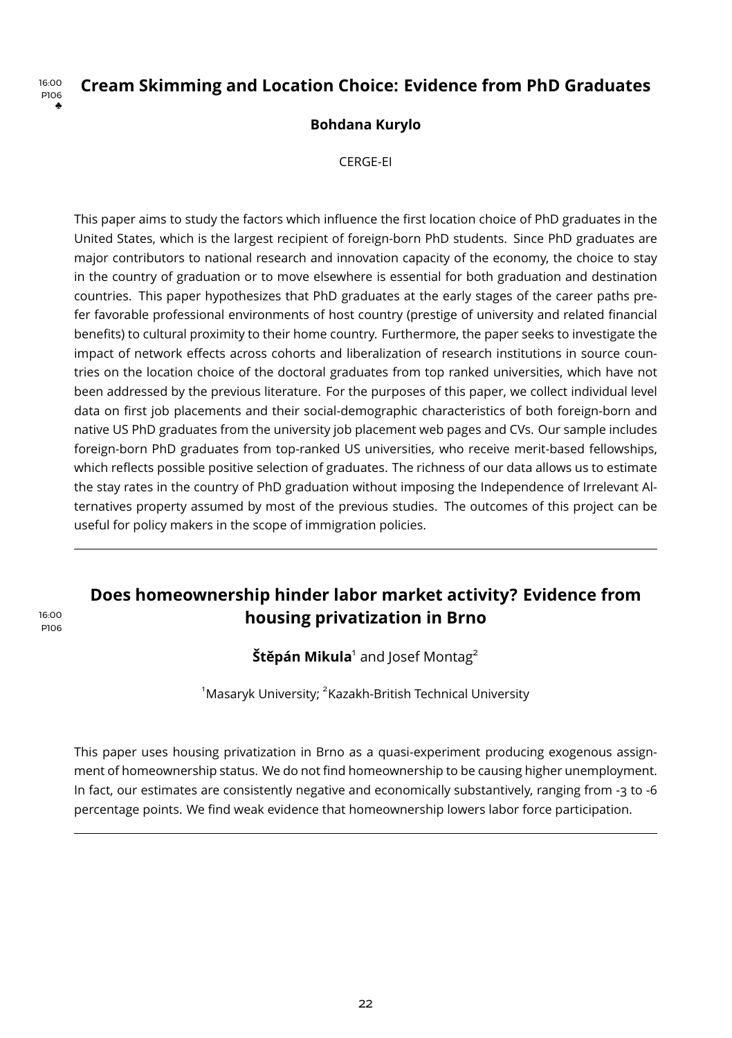16:00
P106
♣

## Cream Skimming and Location Choice: Evidence from PhD Graduates

**Bohdana Kurylo**

CERGE-EI

This paper aims to study the factors which influence the first location choice of PhD graduates in the United States, which is the largest recipient of foreign-born PhD students. Since PhD graduates are major contributors to national research and innovation capacity of the economy, the choice to stay in the country of graduation or to move elsewhere is essential for both graduation and destination countries. This paper hypothesizes that PhD graduates at the early stages of the career paths prefer favorable professional environments of host country (prestige of university and related financial benefits) to cultural proximity to their home country. Furthermore, the paper seeks to investigate the impact of network effects across cohorts and liberalization of research institutions in source countries on the location choice of the doctoral graduates from top ranked universities, which have not been addressed by the previous literature. For the purposes of this paper, we collect individual level data on first job placements and their social-demographic characteristics of both foreign-born and native US PhD graduates from the university job placement web pages and CVs. Our sample includes foreign-born PhD graduates from top-ranked US universities, who receive merit-based fellowships, which reflects possible positive selection of graduates. The richness of our data allows us to estimate the stay rates in the country of PhD graduation without imposing the Independence of Irrelevant Alternatives property assumed by most of the previous studies. The outcomes of this project can be useful for policy makers in the scope of immigration policies.

---

16:00
P106

## Does homeownership hinder labor market activity? Evidence from housing privatization in Brno

**Štěpán Mikula**[1] and Josef Montag[2]

[1]Masaryk University; [2]Kazakh-British Technical University

This paper uses housing privatization in Brno as a quasi-experiment producing exogenous assignment of homeownership status. We do not find homeownership to be causing higher unemployment. In fact, our estimates are consistently negative and economically substantively, ranging from -3 to -6 percentage points. We find weak evidence that homeownership lowers labor force participation.

---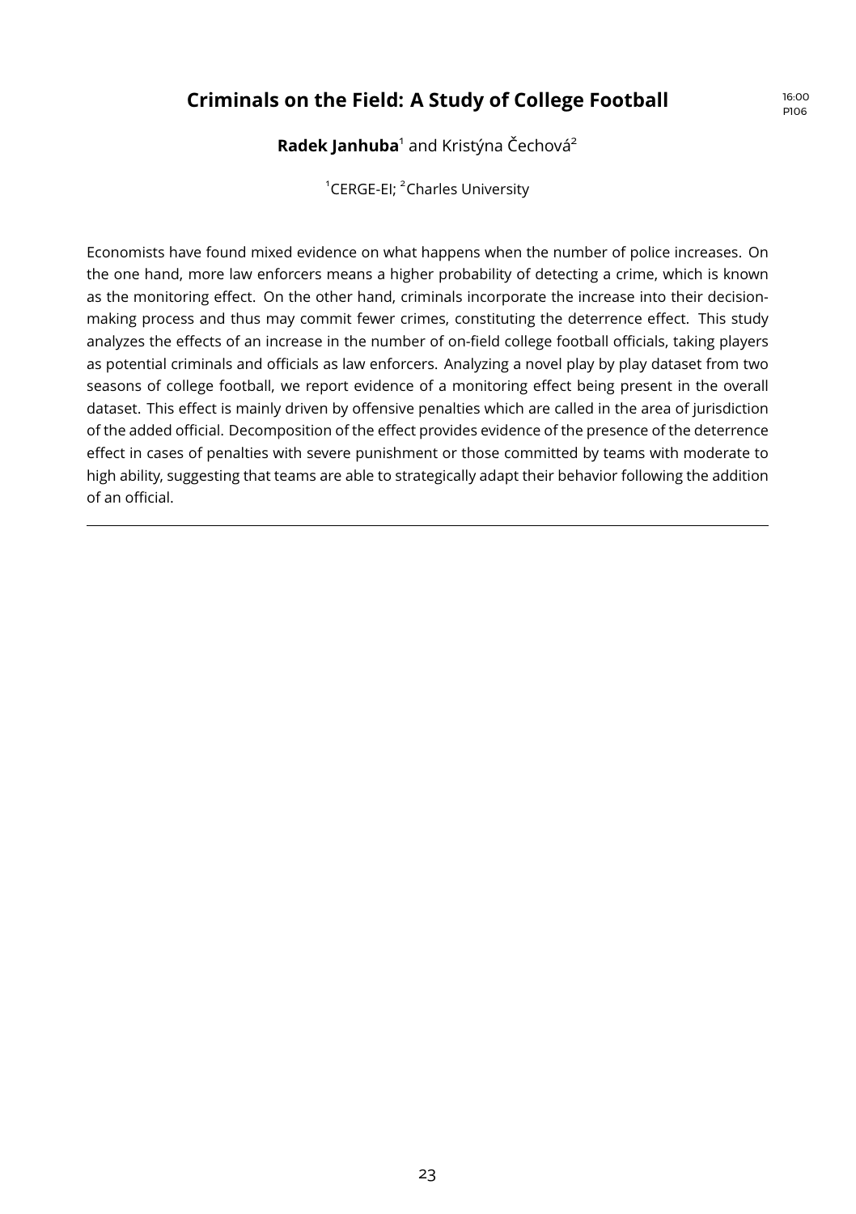## Criminals on the Field: A Study of College Football

16:00
P106

**Radek Janhuba**[1] and Kristýna Čechová[2]

[1]CERGE-EI; [2]Charles University

Economists have found mixed evidence on what happens when the number of police increases. On the one hand, more law enforcers means a higher probability of detecting a crime, which is known as the monitoring effect. On the other hand, criminals incorporate the increase into their decision-making process and thus may commit fewer crimes, constituting the deterrence effect. This study analyzes the effects of an increase in the number of on-field college football officials, taking players as potential criminals and officials as law enforcers. Analyzing a novel play by play dataset from two seasons of college football, we report evidence of a monitoring effect being present in the overall dataset. This effect is mainly driven by offensive penalties which are called in the area of jurisdiction of the added official. Decomposition of the effect provides evidence of the presence of the deterrence effect in cases of penalties with severe punishment or those committed by teams with moderate to high ability, suggesting that teams are able to strategically adapt their behavior following the addition of an official.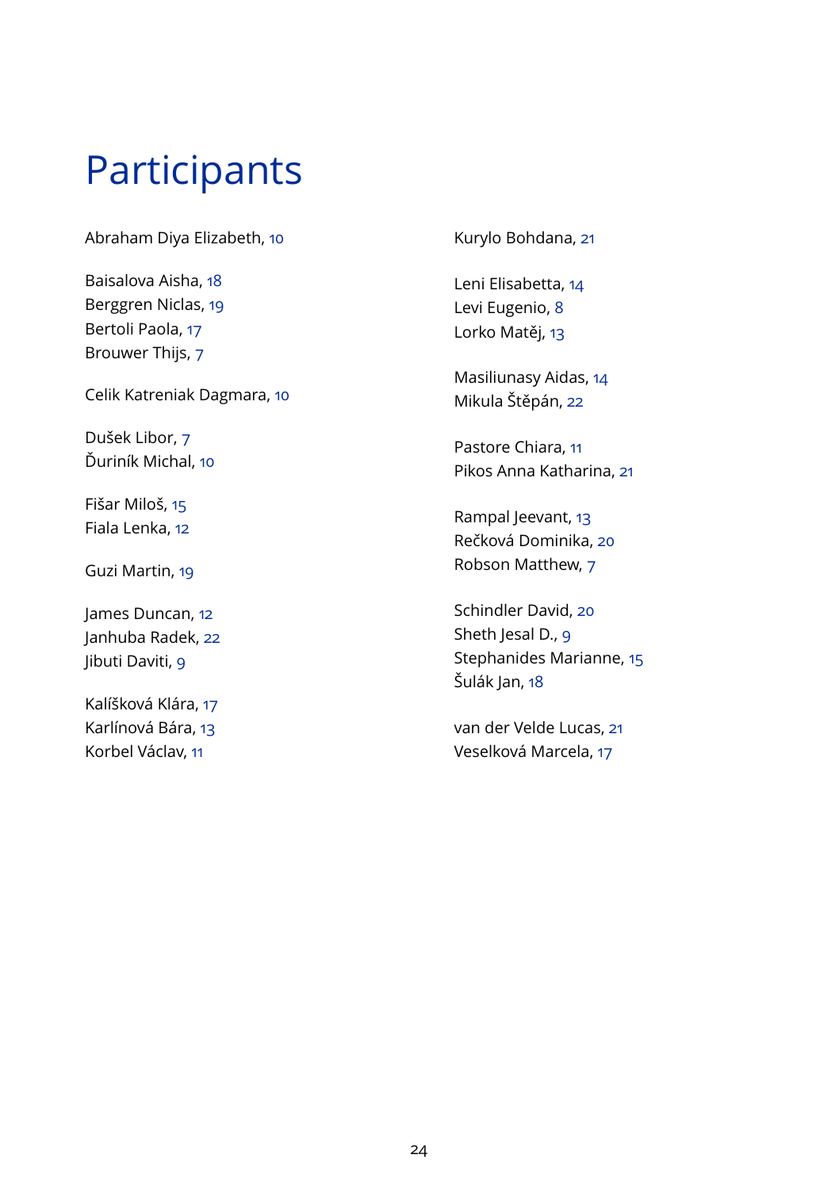# Participants

Abraham Diya Elizabeth, 10

Baisalova Aisha, 18
Berggren Niclas, 19
Bertoli Paola, 17
Brouwer Thijs, 7

Celik Katreniak Dagmara, 10

Dušek Libor, 7
Ďuriník Michal, 10

Fišar Miloš, 15
Fiala Lenka, 12

Guzi Martin, 19

James Duncan, 12
Janhuba Radek, 22
Jibuti Daviti, 9

Kalíšková Klára, 17
Karlínová Bára, 13
Korbel Václav, 11

Kurylo Bohdana, 21

Leni Elisabetta, 14
Levi Eugenio, 8
Lorko Matěj, 13

Masiliunasy Aidas, 14
Mikula Štěpán, 22

Pastore Chiara, 11
Pikos Anna Katharina, 21

Rampal Jeevant, 13
Rečková Dominika, 20
Robson Matthew, 7

Schindler David, 20
Sheth Jesal D., 9
Stephanides Marianne, 15
Šulák Jan, 18

van der Velde Lucas, 21
Veselková Marcela, 17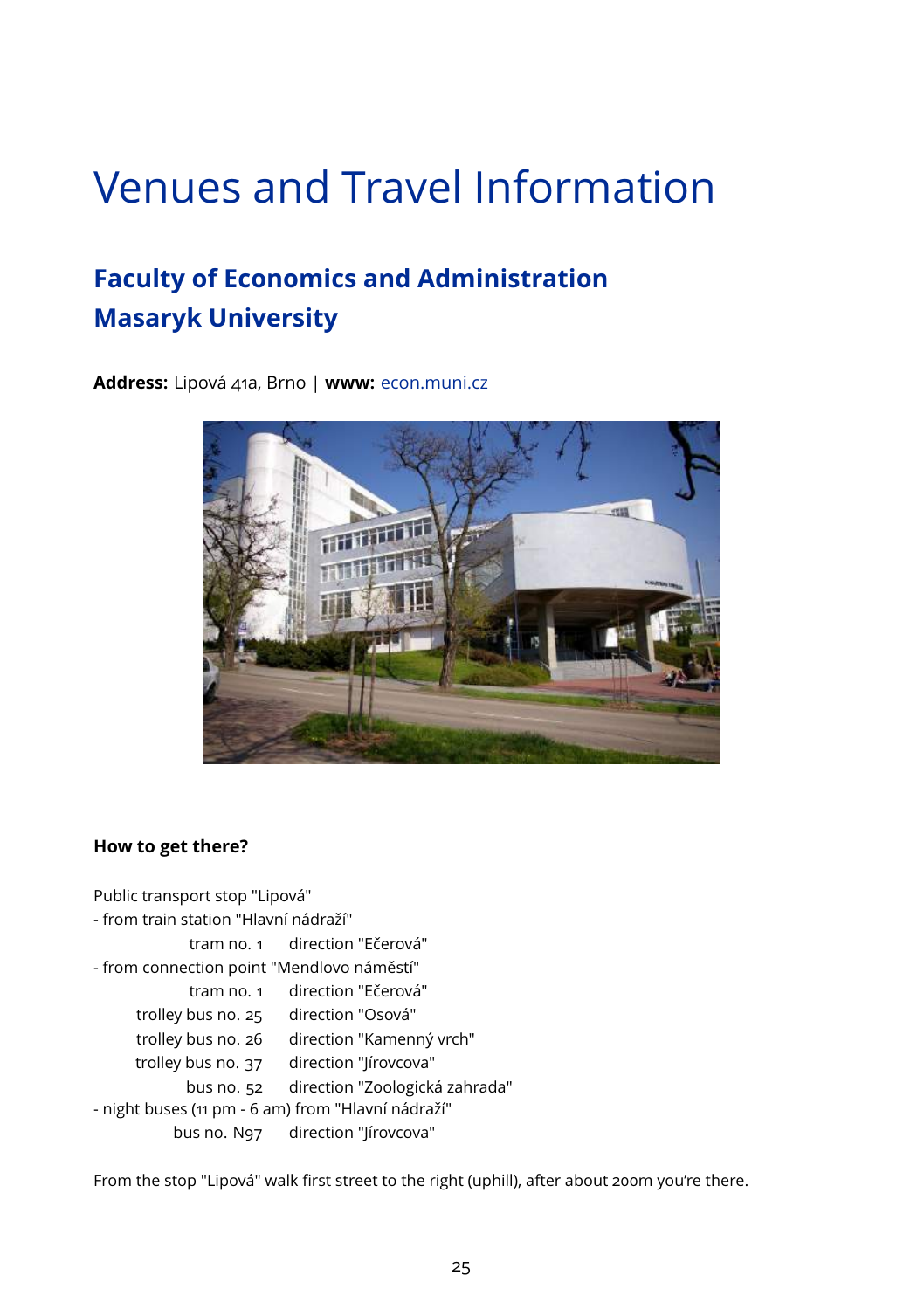# Venues and Travel Information

## Faculty of Economics and Administration
## Masaryk University

**Address:** Lipová 41a, Brno | **www:** econ.muni.cz

### How to get there?

Public transport stop "Lipová"

- from train station "Hlavní nádraží"

| | |
|---|---|
| tram no. 1 | direction "Ečerová" |

- from connection point "Mendlovo náměstí"

| | |
|---|---|
| tram no. 1 | direction "Ečerová" |
| trolley bus no. 25 | direction "Osová" |
| trolley bus no. 26 | direction "Kamenný vrch" |
| trolley bus no. 37 | direction "Jírovcova" |
| bus no. 52 | direction "Zoologická zahrada" |

- night buses (11 pm - 6 am) from "Hlavní nádraží"

| | |
|---|---|
| bus no. N97 | direction "Jírovcova" |

From the stop "Lipová" walk first street to the right (uphill), after about 200m you're there.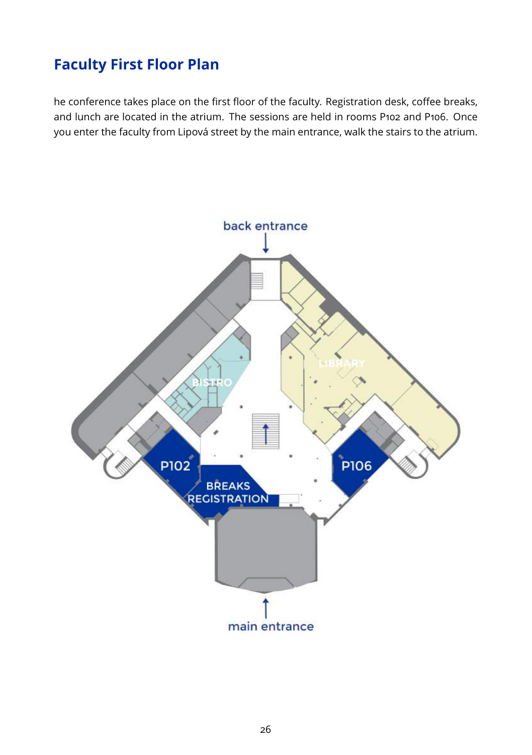## Faculty First Floor Plan

he conference takes place on the first floor of the faculty. Registration desk, coffee breaks, and lunch are located in the atrium. The sessions are held in rooms P102 and P106. Once you enter the faculty from Lipová street by the main entrance, walk the stairs to the atrium.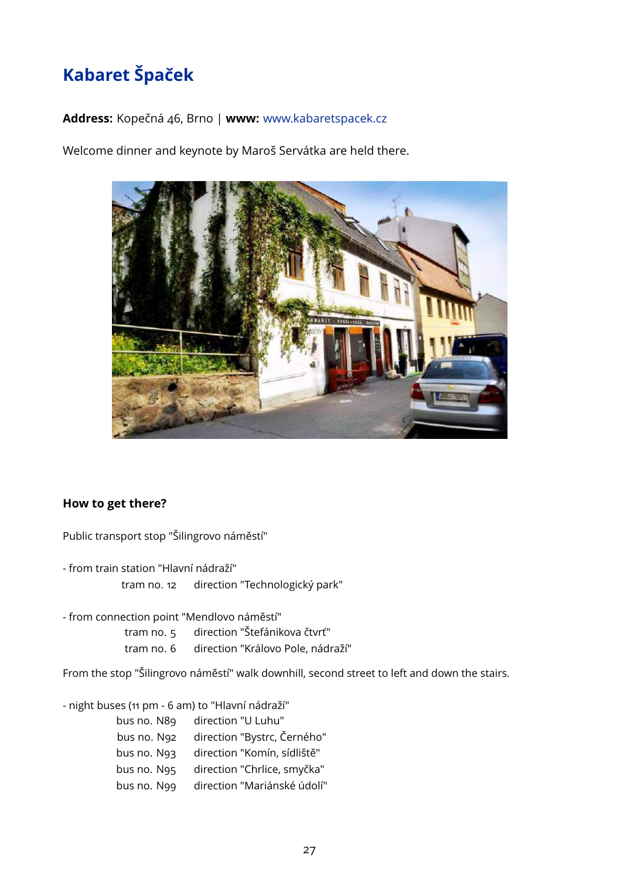# Kabaret Špaček

**Address:** Kopečná 46, Brno | **www:** www.kabaretspacek.cz

Welcome dinner and keynote by Maroš Servátka are held there.

## How to get there?

Public transport stop "Šilingrovo náměstí"

- from train station "Hlavní nádraží"
  - tram no. 12 direction "Technologický park"

- from connection point "Mendlovo náměstí"
  - tram no. 5 direction "Štefánikova čtvrť"
  - tram no. 6 direction "Královo Pole, nádraží"

From the stop "Šilingrovo náměstí" walk downhill, second street to left and down the stairs.

- night buses (11 pm - 6 am) to "Hlavní nádraží"
  - bus no. N89 direction "U Luhu"
  - bus no. N92 direction "Bystrc, Černého"
  - bus no. N93 direction "Komín, sídliště"
  - bus no. N95 direction "Chrlice, smyčka"
  - bus no. N99 direction "Mariánské údolí"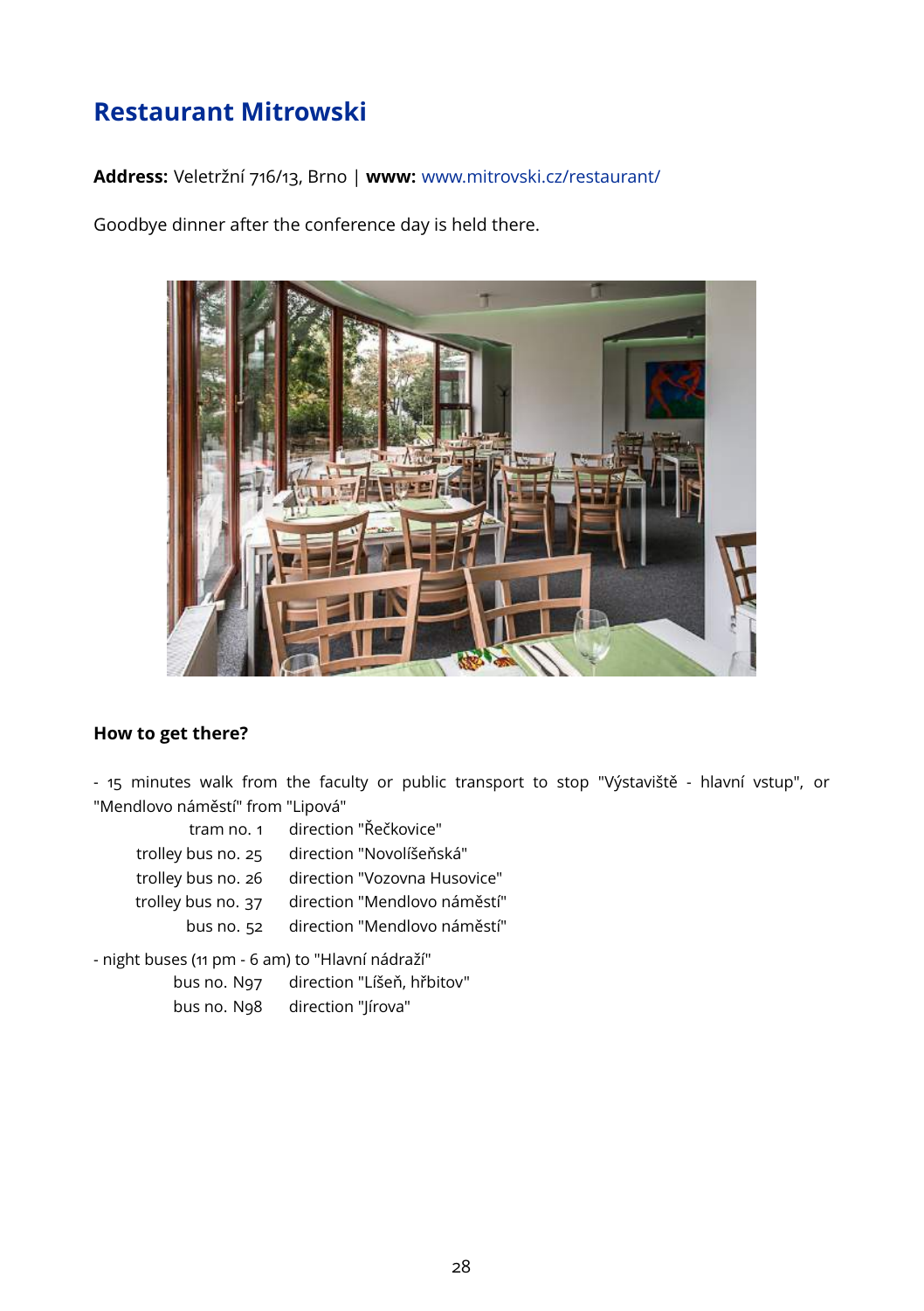## Restaurant Mitrowski

**Address:** Veletržní 716/13, Brno | **www:** www.mitrovski.cz/restaurant/

Goodbye dinner after the conference day is held there.

**How to get there?**

- 15 minutes walk from the faculty or public transport to stop "Výstaviště - hlavní vstup", or "Mendlovo náměstí" from "Lipová"

| | |
|---|---|
| tram no. 1 | direction "Řečkovice" |
| trolley bus no. 25 | direction "Novolíšeňská" |
| trolley bus no. 26 | direction "Vozovna Husovice" |
| trolley bus no. 37 | direction "Mendlovo náměstí" |
| bus no. 52 | direction "Mendlovo náměstí" |

- night buses (11 pm - 6 am) to "Hlavní nádraží"

| | |
|---|---|
| bus no. N97 | direction "Líšeň, hřbitov" |
| bus no. N98 | direction "Jírova" |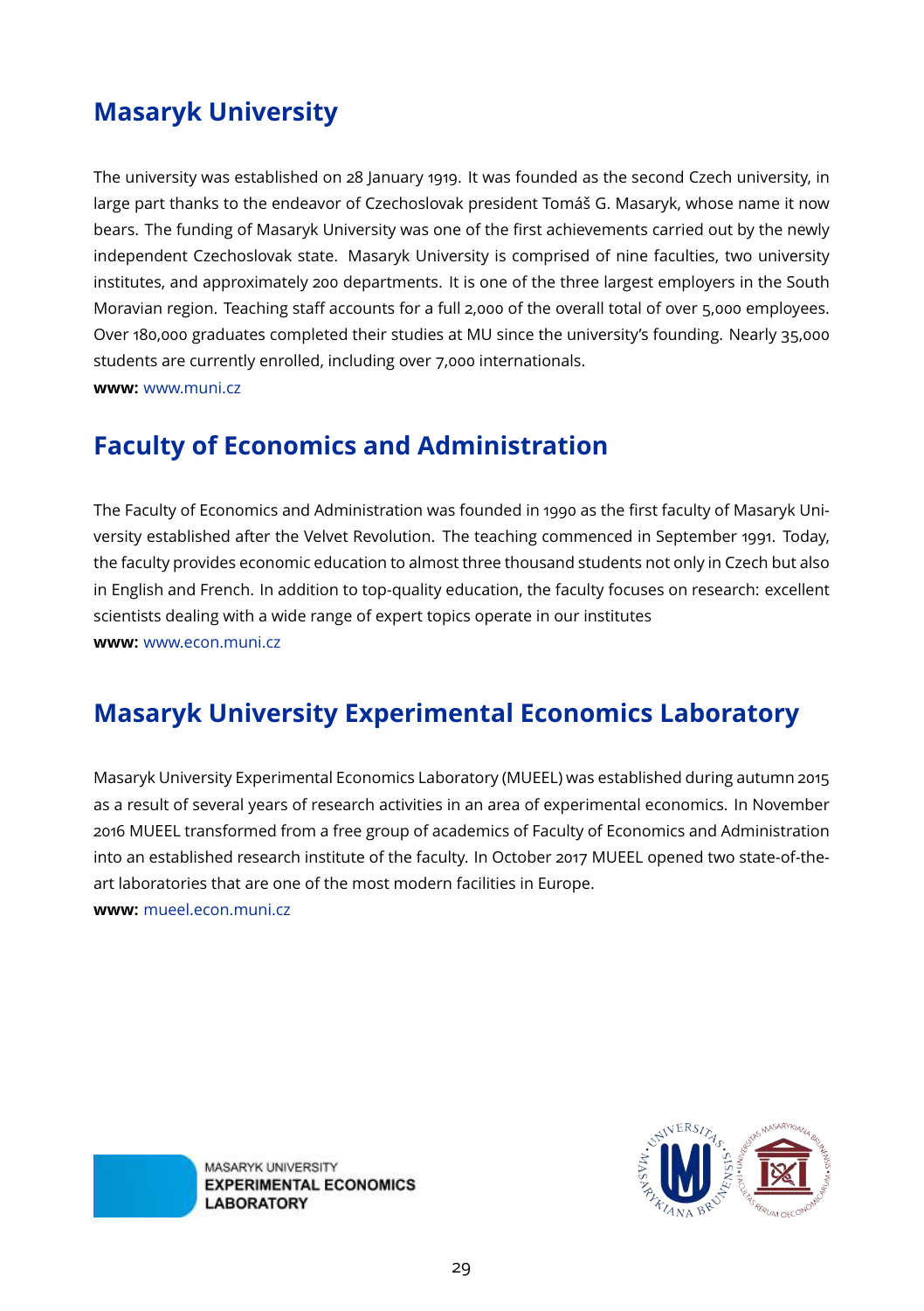## Masaryk University

The university was established on 28 January 1919. It was founded as the second Czech university, in large part thanks to the endeavor of Czechoslovak president Tomáš G. Masaryk, whose name it now bears. The funding of Masaryk University was one of the first achievements carried out by the newly independent Czechoslovak state. Masaryk University is comprised of nine faculties, two university institutes, and approximately 200 departments. It is one of the three largest employers in the South Moravian region. Teaching staff accounts for a full 2,000 of the overall total of over 5,000 employees. Over 180,000 graduates completed their studies at MU since the university's founding. Nearly 35,000 students are currently enrolled, including over 7,000 internationals.

**www:** www.muni.cz

## Faculty of Economics and Administration

The Faculty of Economics and Administration was founded in 1990 as the first faculty of Masaryk University established after the Velvet Revolution. The teaching commenced in September 1991. Today, the faculty provides economic education to almost three thousand students not only in Czech but also in English and French. In addition to top-quality education, the faculty focuses on research: excellent scientists dealing with a wide range of expert topics operate in our institutes

**www:** www.econ.muni.cz

## Masaryk University Experimental Economics Laboratory

Masaryk University Experimental Economics Laboratory (MUEEL) was established during autumn 2015 as a result of several years of research activities in an area of experimental economics. In November 2016 MUEEL transformed from a free group of academics of Faculty of Economics and Administration into an established research institute of the faculty. In October 2017 MUEEL opened two state-of-the-art laboratories that are one of the most modern facilities in Europe.

**www:** mueel.econ.muni.cz

MASARYK UNIVERSITY
**EXPERIMENTAL ECONOMICS LABORATORY**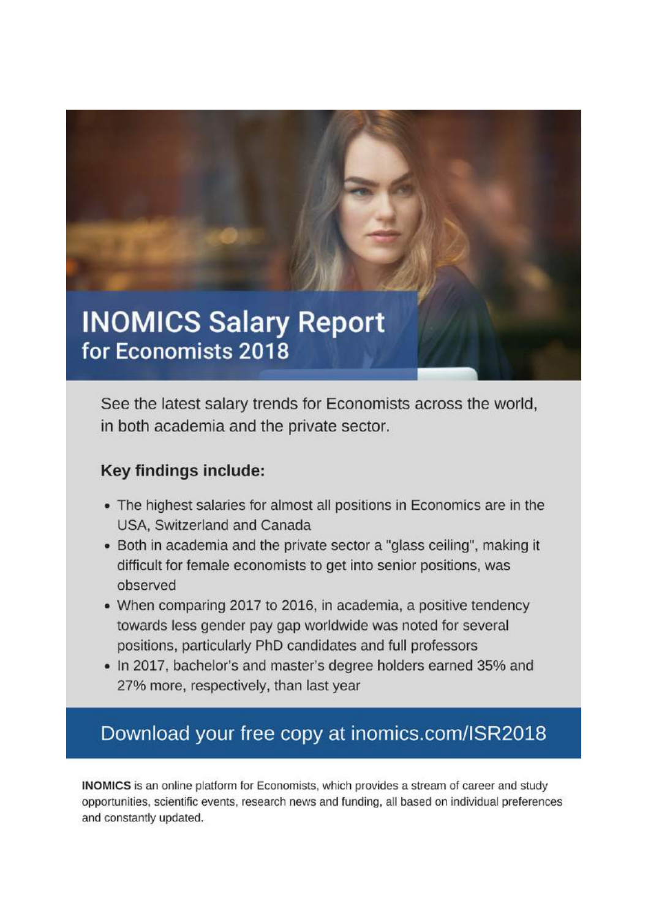# INOMICS Salary Report
## for Economists 2018

See the latest salary trends for Economists across the world, in both academia and the private sector.

### Key findings include:

- The highest salaries for almost all positions in Economics are in the USA, Switzerland and Canada
- Both in academia and the private sector a "glass ceiling", making it difficult for female economists to get into senior positions, was observed
- When comparing 2017 to 2016, in academia, a positive tendency towards less gender pay gap worldwide was noted for several positions, particularly PhD candidates and full professors
- In 2017, bachelor's and master's degree holders earned 35% and 27% more, respectively, than last year

## Download your free copy at inomics.com/ISR2018

**INOMICS** is an online platform for Economists, which provides a stream of career and study opportunities, scientific events, research news and funding, all based on individual preferences and constantly updated.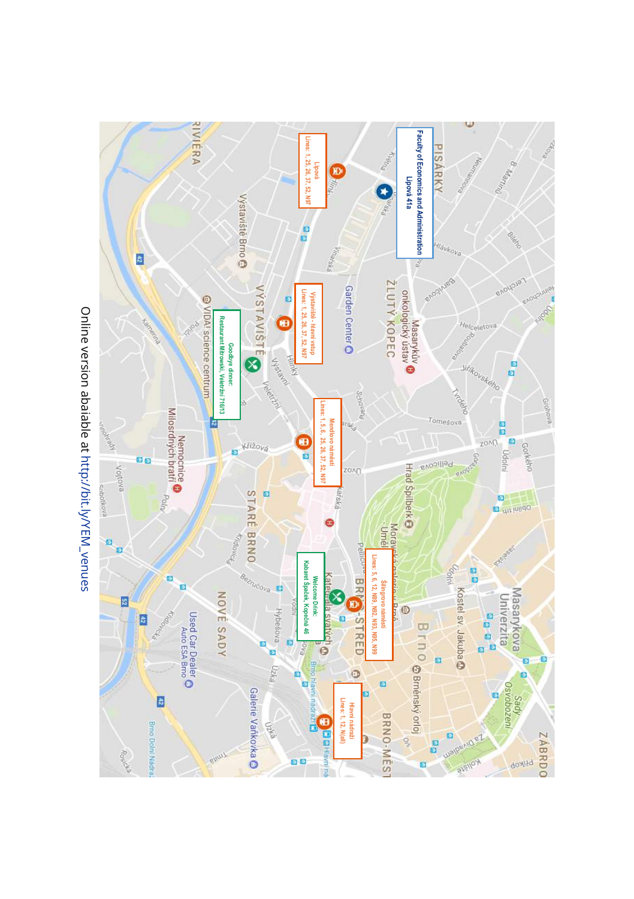Faculty of Economics and Administration
Lipová 41a

Lipová
Lines: 1, 25, 26, 37, 52, N97

Výstaviště - hlavní vstup
Lines: 1, 25, 26, 37, 52, N97

Goodbye dinner:
Restaurant Mitrowski, Veletržní 716/13

Mendlovo náměstí
Lines: 1, 5, 6, 25, 26, 37, 52, N97

Šilingrovo náměstí
Lines: 5, 6, 12, N89, N92, N93, N95, N99

Welcome Drink:
Kabaret Špaček, Kopečná 46

Hlavní nádraží
Lines: 1, 12, N(all)

Online version abaiable at http://bit.ly/YEM_venues